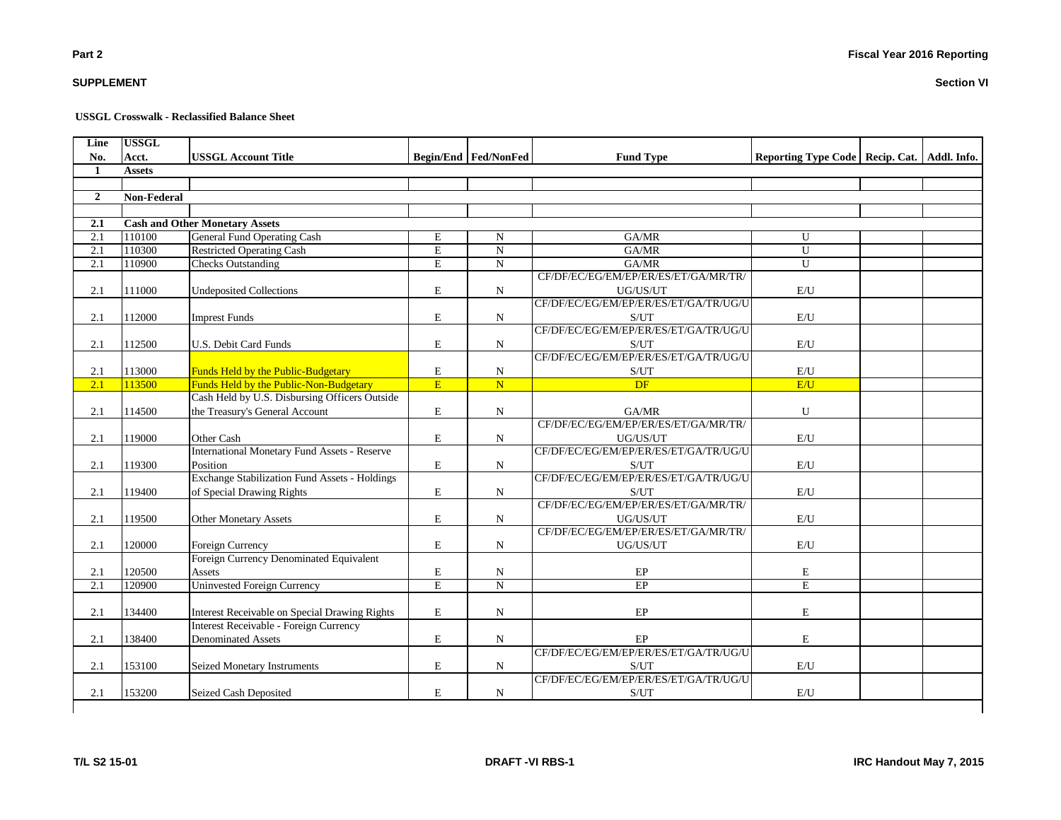**Part 2** **Fiscal Year 2016 Reporting**

**SUPPLEMENT** **Section VI**

**USSGL Crosswalk - Reclassified Balance Sheet**

| Line No. | USSGL Acct. | USSGL Account Title | Begin/End | Fed/NonFed | Fund Type | Reporting Type Code | Recip. Cat. | Addl. Info. |
|---|---|---|---|---|---|---|---|---|
| **1** | **Assets** | | | | | | | |
| | | | | | | | | |
| **2** | **Non-Federal** | | | | | | | |
| | | | | | | | | |
| **2.1** | **Cash and Other Monetary Assets** | | | | | | | |
| 2.1 | 110100 | General Fund Operating Cash | E | N | GA/MR | U | | |
| 2.1 | 110300 | Restricted Operating Cash | E | N | GA/MR | U | | |
| 2.1 | 110900 | Checks Outstanding | E | N | GA/MR | U | | |
| 2.1 | 111000 | Undeposited Collections | E | N | CF/DF/EC/EG/EM/EP/ER/ES/ET/GA/MR/TR/UG/US/UT | E/U | | |
| 2.1 | 112000 | Imprest Funds | E | N | CF/DF/EC/EG/EM/EP/ER/ES/ET/GA/TR/UG/US/UT | E/U | | |
| 2.1 | 112500 | U.S. Debit Card Funds | E | N | CF/DF/EC/EG/EM/EP/ER/ES/ET/GA/TR/UG/US/UT | E/U | | |
| 2.1 | 113000 | Funds Held by the Public-Budgetary | E | N | CF/DF/EC/EG/EM/EP/ER/ES/ET/GA/TR/UG/US/UT | E/U | | |
| 2.1 | 113500 | Funds Held by the Public-Non-Budgetary | E | N | DF | E/U | | |
| 2.1 | 114500 | Cash Held by U.S. Disbursing Officers Outside the Treasury's General Account | E | N | GA/MR | U | | |
| 2.1 | 119000 | Other Cash | E | N | CF/DF/EC/EG/EM/EP/ER/ES/ET/GA/MR/TR/UG/US/UT | E/U | | |
| 2.1 | 119300 | International Monetary Fund Assets - Reserve Position | E | N | CF/DF/EC/EG/EM/EP/ER/ES/ET/GA/TR/UG/US/UT | E/U | | |
| 2.1 | 119400 | Exchange Stabilization Fund Assets - Holdings of Special Drawing Rights | E | N | CF/DF/EC/EG/EM/EP/ER/ES/ET/GA/TR/UG/US/UT | E/U | | |
| 2.1 | 119500 | Other Monetary Assets | E | N | CF/DF/EC/EG/EM/EP/ER/ES/ET/GA/MR/TR/UG/US/UT | E/U | | |
| 2.1 | 120000 | Foreign Currency | E | N | CF/DF/EC/EG/EM/EP/ER/ES/ET/GA/MR/TR/UG/US/UT | E/U | | |
| 2.1 | 120500 | Foreign Currency Denominated Equivalent Assets | E | N | EP | E | | |
| 2.1 | 120900 | Uninvested Foreign Currency | E | N | EP | E | | |
| 2.1 | 134400 | Interest Receivable on Special Drawing Rights | E | N | EP | E | | |
| 2.1 | 138400 | Interest Receivable - Foreign Currency Denominated Assets | E | N | EP | E | | |
| 2.1 | 153100 | Seized Monetary Instruments | E | N | CF/DF/EC/EG/EM/EP/ER/ES/ET/GA/TR/UG/US/UT | E/U | | |
| 2.1 | 153200 | Seized Cash Deposited | E | N | CF/DF/EC/EG/EM/EP/ER/ES/ET/GA/TR/UG/US/UT | E/U | | |

T/L S2 15-01 DRAFT -VI RBS-1 IRC Handout May 7, 2015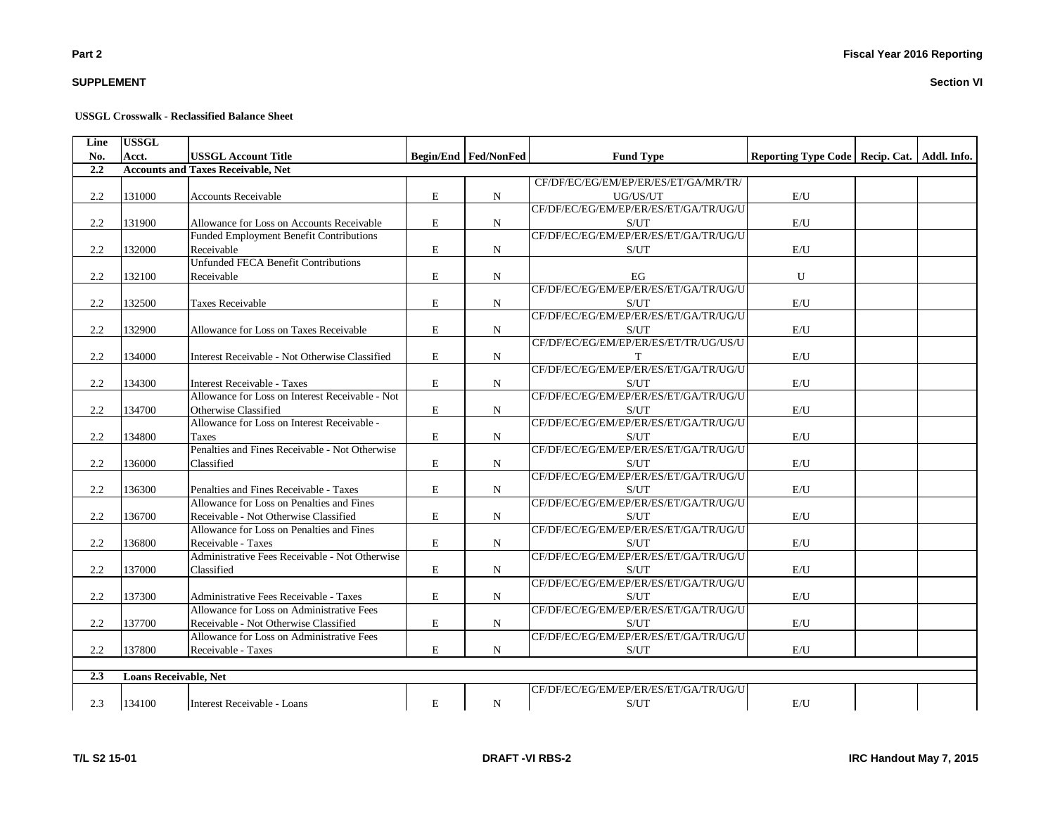**Part 2**

**SUPPLEMENT**

**Fiscal Year 2016 Reporting**

**Section VI**

**USSGL Crosswalk - Reclassified Balance Sheet**

| Line No. | USSGL Acct. | USSGL Account Title | Begin/End | Fed/NonFed | Fund Type | Reporting Type Code | Recip. Cat. | Addl. Info. |
|---|---|---|---|---|---|---|---|---|
| **2.2** | **Accounts and Taxes Receivable, Net** | | | | | | | |
| 2.2 | 131000 | Accounts Receivable | E | N | CF/DF/EC/EG/EM/EP/ER/ES/ET/GA/MR/TR/UG/US/UT | E/U | | |
| 2.2 | 131900 | Allowance for Loss on Accounts Receivable | E | N | CF/DF/EC/EG/EM/EP/ER/ES/ET/GA/TR/UG/US/UT | E/U | | |
| 2.2 | 132000 | Funded Employment Benefit Contributions Receivable | E | N | CF/DF/EC/EG/EM/EP/ER/ES/ET/GA/TR/UG/US/UT | E/U | | |
| 2.2 | 132100 | Unfunded FECA Benefit Contributions Receivable | E | N | EG | U | | |
| 2.2 | 132500 | Taxes Receivable | E | N | CF/DF/EC/EG/EM/EP/ER/ES/ET/GA/TR/UG/US/UT | E/U | | |
| 2.2 | 132900 | Allowance for Loss on Taxes Receivable | E | N | CF/DF/EC/EG/EM/EP/ER/ES/ET/GA/TR/UG/US/UT | E/U | | |
| 2.2 | 134000 | Interest Receivable - Not Otherwise Classified | E | N | CF/DF/EC/EG/EM/EP/ER/ES/ET/TR/UG/US/UT | E/U | | |
| 2.2 | 134300 | Interest Receivable - Taxes | E | N | CF/DF/EC/EG/EM/EP/ER/ES/ET/GA/TR/UG/US/UT | E/U | | |
| 2.2 | 134700 | Allowance for Loss on Interest Receivable - Not Otherwise Classified | E | N | CF/DF/EC/EG/EM/EP/ER/ES/ET/GA/TR/UG/US/UT | E/U | | |
| 2.2 | 134800 | Allowance for Loss on Interest Receivable - Taxes | E | N | CF/DF/EC/EG/EM/EP/ER/ES/ET/GA/TR/UG/US/UT | E/U | | |
| 2.2 | 136000 | Penalties and Fines Receivable - Not Otherwise Classified | E | N | CF/DF/EC/EG/EM/EP/ER/ES/ET/GA/TR/UG/US/UT | E/U | | |
| 2.2 | 136300 | Penalties and Fines Receivable - Taxes | E | N | CF/DF/EC/EG/EM/EP/ER/ES/ET/GA/TR/UG/US/UT | E/U | | |
| 2.2 | 136700 | Allowance for Loss on Penalties and Fines Receivable - Not Otherwise Classified | E | N | CF/DF/EC/EG/EM/EP/ER/ES/ET/GA/TR/UG/US/UT | E/U | | |
| 2.2 | 136800 | Allowance for Loss on Penalties and Fines Receivable - Taxes | E | N | CF/DF/EC/EG/EM/EP/ER/ES/ET/GA/TR/UG/US/UT | E/U | | |
| 2.2 | 137000 | Administrative Fees Receivable - Not Otherwise Classified | E | N | CF/DF/EC/EG/EM/EP/ER/ES/ET/GA/TR/UG/US/UT | E/U | | |
| 2.2 | 137300 | Administrative Fees Receivable - Taxes | E | N | CF/DF/EC/EG/EM/EP/ER/ES/ET/GA/TR/UG/US/UT | E/U | | |
| 2.2 | 137700 | Allowance for Loss on Administrative Fees Receivable - Not Otherwise Classified | E | N | CF/DF/EC/EG/EM/EP/ER/ES/ET/GA/TR/UG/US/UT | E/U | | |
| 2.2 | 137800 | Allowance for Loss on Administrative Fees Receivable - Taxes | E | N | CF/DF/EC/EG/EM/EP/ER/ES/ET/GA/TR/UG/US/UT | E/U | | |
| | | | | | | | | |
| **2.3** | **Loans Receivable, Net** | | | | | | | |
| 2.3 | 134100 | Interest Receivable - Loans | E | N | CF/DF/EC/EG/EM/EP/ER/ES/ET/GA/TR/UG/US/UT | E/U | | |

T/L S2 15-01 DRAFT -VI RBS-2 IRC Handout May 7, 2015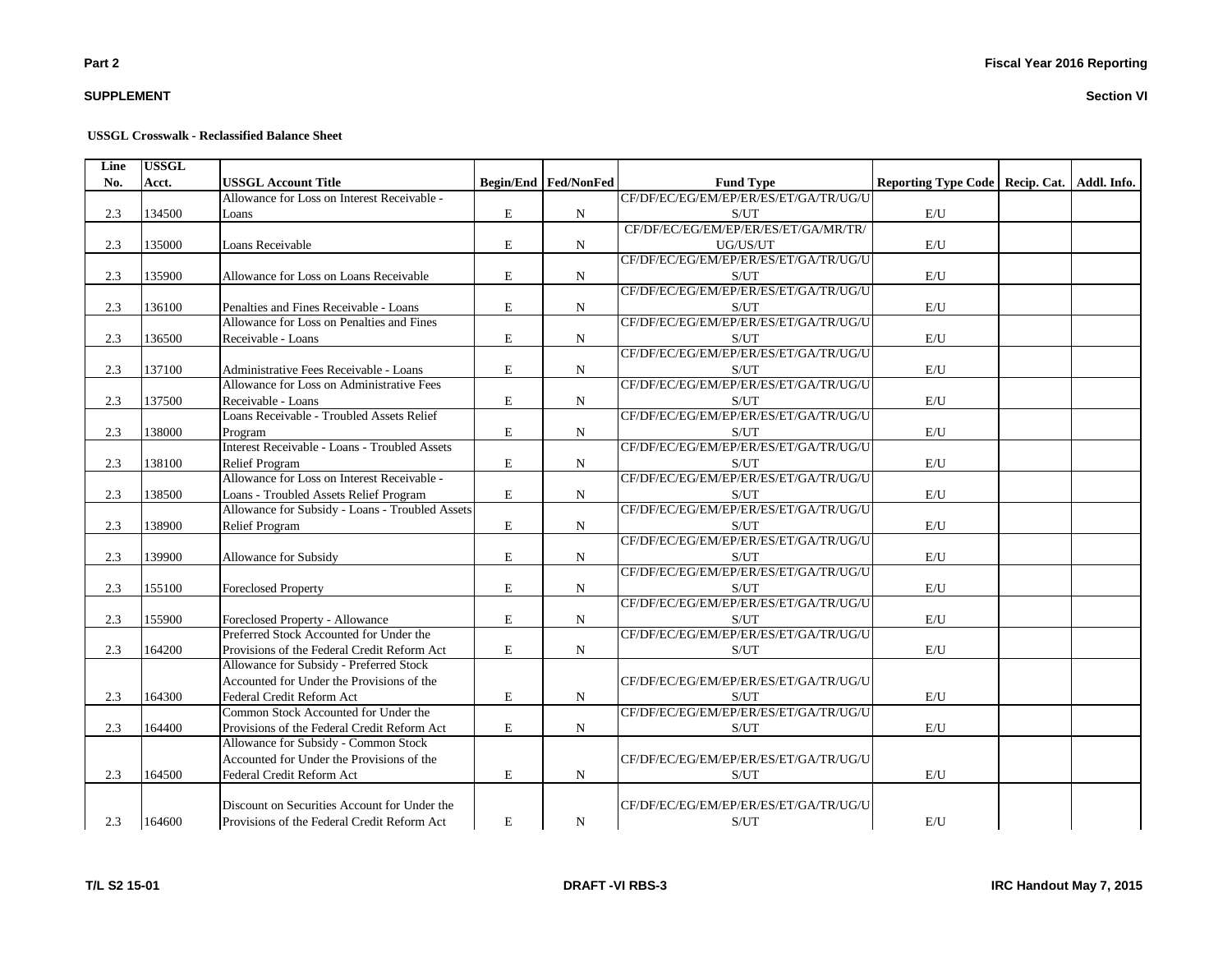**USSGL Crosswalk - Reclassified Balance Sheet**

| Line No. | USSGL Acct. | USSGL Account Title | Begin/End | Fed/NonFed | Fund Type | Reporting Type Code | Recip. Cat. | Addl. Info. |
|---|---|---|---|---|---|---|---|---|
| 2.3 | 134500 | Allowance for Loss on Interest Receivable - Loans | E | N | CF/DF/EC/EG/EM/EP/ER/ES/ET/GA/TR/UG/US/UT | E/U | | |
| 2.3 | 135000 | Loans Receivable | E | N | CF/DF/EC/EG/EM/EP/ER/ES/ET/GA/MR/TR/UG/US/UT | E/U | | |
| 2.3 | 135900 | Allowance for Loss on Loans Receivable | E | N | CF/DF/EC/EG/EM/EP/ER/ES/ET/GA/TR/UG/US/UT | E/U | | |
| 2.3 | 136100 | Penalties and Fines Receivable - Loans | E | N | CF/DF/EC/EG/EM/EP/ER/ES/ET/GA/TR/UG/US/UT | E/U | | |
| 2.3 | 136500 | Allowance for Loss on Penalties and Fines Receivable - Loans | E | N | CF/DF/EC/EG/EM/EP/ER/ES/ET/GA/TR/UG/US/UT | E/U | | |
| 2.3 | 137100 | Administrative Fees Receivable - Loans | E | N | CF/DF/EC/EG/EM/EP/ER/ES/ET/GA/TR/UG/US/UT | E/U | | |
| 2.3 | 137500 | Allowance for Loss on Administrative Fees Receivable - Loans | E | N | CF/DF/EC/EG/EM/EP/ER/ES/ET/GA/TR/UG/US/UT | E/U | | |
| 2.3 | 138000 | Loans Receivable - Troubled Assets Relief Program | E | N | CF/DF/EC/EG/EM/EP/ER/ES/ET/GA/TR/UG/US/UT | E/U | | |
| 2.3 | 138100 | Interest Receivable - Loans - Troubled Assets Relief Program | E | N | CF/DF/EC/EG/EM/EP/ER/ES/ET/GA/TR/UG/US/UT | E/U | | |
| 2.3 | 138500 | Allowance for Loss on Interest Receivable - Loans - Troubled Assets Relief Program | E | N | CF/DF/EC/EG/EM/EP/ER/ES/ET/GA/TR/UG/US/UT | E/U | | |
| 2.3 | 138900 | Allowance for Subsidy - Loans - Troubled Assets Relief Program | E | N | CF/DF/EC/EG/EM/EP/ER/ES/ET/GA/TR/UG/US/UT | E/U | | |
| 2.3 | 139900 | Allowance for Subsidy | E | N | CF/DF/EC/EG/EM/EP/ER/ES/ET/GA/TR/UG/US/UT | E/U | | |
| 2.3 | 155100 | Foreclosed Property | E | N | CF/DF/EC/EG/EM/EP/ER/ES/ET/GA/TR/UG/US/UT | E/U | | |
| 2.3 | 155900 | Foreclosed Property - Allowance | E | N | CF/DF/EC/EG/EM/EP/ER/ES/ET/GA/TR/UG/US/UT | E/U | | |
| 2.3 | 164200 | Preferred Stock Accounted for Under the Provisions of the Federal Credit Reform Act | E | N | CF/DF/EC/EG/EM/EP/ER/ES/ET/GA/TR/UG/US/UT | E/U | | |
| 2.3 | 164300 | Allowance for Subsidy - Preferred Stock Accounted for Under the Provisions of the Federal Credit Reform Act | E | N | CF/DF/EC/EG/EM/EP/ER/ES/ET/GA/TR/UG/US/UT | E/U | | |
| 2.3 | 164400 | Common Stock Accounted for Under the Provisions of the Federal Credit Reform Act | E | N | CF/DF/EC/EG/EM/EP/ER/ES/ET/GA/TR/UG/US/UT | E/U | | |
| 2.3 | 164500 | Allowance for Subsidy - Common Stock Accounted for Under the Provisions of the Federal Credit Reform Act | E | N | CF/DF/EC/EG/EM/EP/ER/ES/ET/GA/TR/UG/US/UT | E/U | | |
| 2.3 | 164600 | Discount on Securities Account for Under the Provisions of the Federal Credit Reform Act | E | N | CF/DF/EC/EG/EM/EP/ER/ES/ET/GA/TR/UG/US/UT | E/U | | |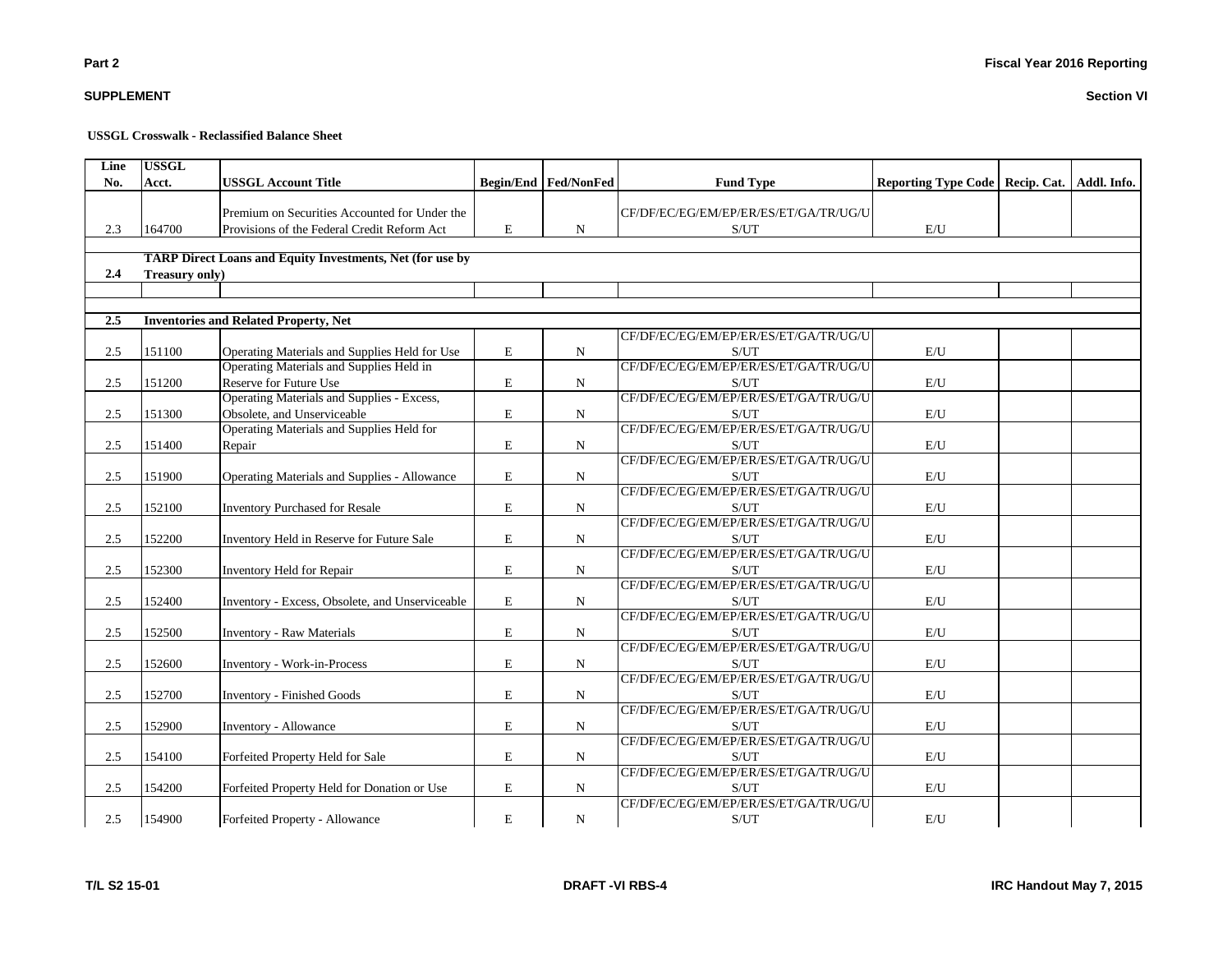## USSGL Crosswalk - Reclassified Balance Sheet

| Line No. | USSGL Acct. | USSGL Account Title | Begin/End | Fed/NonFed | Fund Type | Reporting Type Code | Recip. Cat. | Addl. Info. |
|---|---|---|---|---|---|---|---|---|
| 2.3 | 164700 | Premium on Securities Accounted for Under the Provisions of the Federal Credit Reform Act | E | N | CF/DF/EC/EG/EM/EP/ER/ES/ET/GA/TR/UG/US/UT | E/U | | |
| | | | | | | | | |
| **2.4** | **TARP Direct Loans and Equity Investments, Net (for use by Treasury only)** | | | | | | | |
| | | | | | | | | |
| | | | | | | | | |
| **2.5** | **Inventories and Related Property, Net** | | | | | | | |
| 2.5 | 151100 | Operating Materials and Supplies Held for Use | E | N | CF/DF/EC/EG/EM/EP/ER/ES/ET/GA/TR/UG/US/UT | E/U | | |
| 2.5 | 151200 | Operating Materials and Supplies Held in Reserve for Future Use | E | N | CF/DF/EC/EG/EM/EP/ER/ES/ET/GA/TR/UG/US/UT | E/U | | |
| 2.5 | 151300 | Operating Materials and Supplies - Excess, Obsolete, and Unserviceable | E | N | CF/DF/EC/EG/EM/EP/ER/ES/ET/GA/TR/UG/US/UT | E/U | | |
| 2.5 | 151400 | Operating Materials and Supplies Held for Repair | E | N | CF/DF/EC/EG/EM/EP/ER/ES/ET/GA/TR/UG/US/UT | E/U | | |
| 2.5 | 151900 | Operating Materials and Supplies - Allowance | E | N | CF/DF/EC/EG/EM/EP/ER/ES/ET/GA/TR/UG/US/UT | E/U | | |
| 2.5 | 152100 | Inventory Purchased for Resale | E | N | CF/DF/EC/EG/EM/EP/ER/ES/ET/GA/TR/UG/US/UT | E/U | | |
| 2.5 | 152200 | Inventory Held in Reserve for Future Sale | E | N | CF/DF/EC/EG/EM/EP/ER/ES/ET/GA/TR/UG/US/UT | E/U | | |
| 2.5 | 152300 | Inventory Held for Repair | E | N | CF/DF/EC/EG/EM/EP/ER/ES/ET/GA/TR/UG/US/UT | E/U | | |
| 2.5 | 152400 | Inventory - Excess, Obsolete, and Unserviceable | E | N | CF/DF/EC/EG/EM/EP/ER/ES/ET/GA/TR/UG/US/UT | E/U | | |
| 2.5 | 152500 | Inventory - Raw Materials | E | N | CF/DF/EC/EG/EM/EP/ER/ES/ET/GA/TR/UG/US/UT | E/U | | |
| 2.5 | 152600 | Inventory - Work-in-Process | E | N | CF/DF/EC/EG/EM/EP/ER/ES/ET/GA/TR/UG/US/UT | E/U | | |
| 2.5 | 152700 | Inventory - Finished Goods | E | N | CF/DF/EC/EG/EM/EP/ER/ES/ET/GA/TR/UG/US/UT | E/U | | |
| 2.5 | 152900 | Inventory - Allowance | E | N | CF/DF/EC/EG/EM/EP/ER/ES/ET/GA/TR/UG/US/UT | E/U | | |
| 2.5 | 154100 | Forfeited Property Held for Sale | E | N | CF/DF/EC/EG/EM/EP/ER/ES/ET/GA/TR/UG/US/UT | E/U | | |
| 2.5 | 154200 | Forfeited Property Held for Donation or Use | E | N | CF/DF/EC/EG/EM/EP/ER/ES/ET/GA/TR/UG/US/UT | E/U | | |
| 2.5 | 154900 | Forfeited Property - Allowance | E | N | CF/DF/EC/EG/EM/EP/ER/ES/ET/GA/TR/UG/US/UT | E/U | | |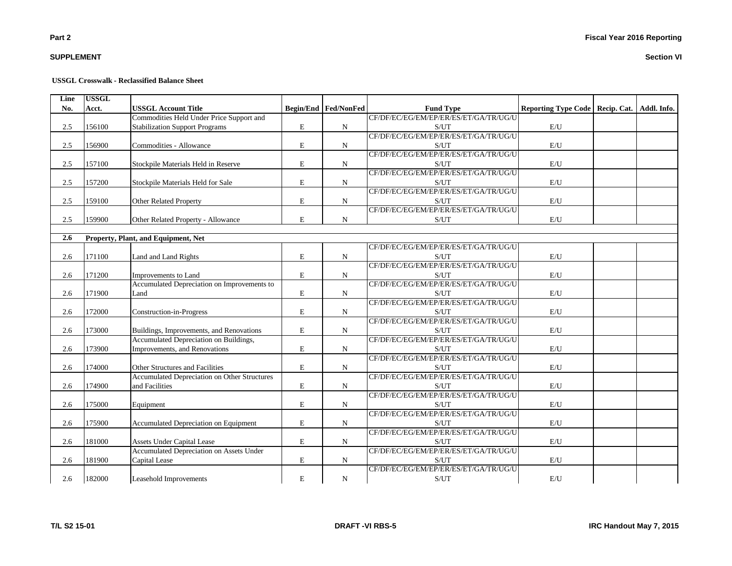**Part 2**

**SUPPLEMENT**

**Fiscal Year 2016 Reporting**

**Section VI**

**USSGL Crosswalk - Reclassified Balance Sheet**

| Line No. | USSGL Acct. | USSGL Account Title | Begin/End | Fed/NonFed | Fund Type | Reporting Type Code | Recip. Cat. | Addl. Info. |
|---|---|---|---|---|---|---|---|---|
| 2.5 | 156100 | Commodities Held Under Price Support and Stabilization Support Programs | E | N | CF/DF/EC/EG/EM/EP/ER/ES/ET/GA/TR/UG/U S/UT | E/U | | |
| 2.5 | 156900 | Commodities - Allowance | E | N | CF/DF/EC/EG/EM/EP/ER/ES/ET/GA/TR/UG/U S/UT | E/U | | |
| 2.5 | 157100 | Stockpile Materials Held in Reserve | E | N | CF/DF/EC/EG/EM/EP/ER/ES/ET/GA/TR/UG/U S/UT | E/U | | |
| 2.5 | 157200 | Stockpile Materials Held for Sale | E | N | CF/DF/EC/EG/EM/EP/ER/ES/ET/GA/TR/UG/U S/UT | E/U | | |
| 2.5 | 159100 | Other Related Property | E | N | CF/DF/EC/EG/EM/EP/ER/ES/ET/GA/TR/UG/U S/UT | E/U | | |
| 2.5 | 159900 | Other Related Property - Allowance | E | N | CF/DF/EC/EG/EM/EP/ER/ES/ET/GA/TR/UG/U S/UT | E/U | | |
| | | | | | | | | |
| **2.6** | **Property, Plant, and Equipment, Net** | | | | | | | |
| 2.6 | 171100 | Land and Land Rights | E | N | CF/DF/EC/EG/EM/EP/ER/ES/ET/GA/TR/UG/U S/UT | E/U | | |
| 2.6 | 171200 | Improvements to Land | E | N | CF/DF/EC/EG/EM/EP/ER/ES/ET/GA/TR/UG/U S/UT | E/U | | |
| 2.6 | 171900 | Accumulated Depreciation on Improvements to Land | E | N | CF/DF/EC/EG/EM/EP/ER/ES/ET/GA/TR/UG/U S/UT | E/U | | |
| 2.6 | 172000 | Construction-in-Progress | E | N | CF/DF/EC/EG/EM/EP/ER/ES/ET/GA/TR/UG/U S/UT | E/U | | |
| 2.6 | 173000 | Buildings, Improvements, and Renovations | E | N | CF/DF/EC/EG/EM/EP/ER/ES/ET/GA/TR/UG/U S/UT | E/U | | |
| 2.6 | 173900 | Accumulated Depreciation on Buildings, Improvements, and Renovations | E | N | CF/DF/EC/EG/EM/EP/ER/ES/ET/GA/TR/UG/U S/UT | E/U | | |
| 2.6 | 174000 | Other Structures and Facilities | E | N | CF/DF/EC/EG/EM/EP/ER/ES/ET/GA/TR/UG/U S/UT | E/U | | |
| 2.6 | 174900 | Accumulated Depreciation on Other Structures and Facilities | E | N | CF/DF/EC/EG/EM/EP/ER/ES/ET/GA/TR/UG/U S/UT | E/U | | |
| 2.6 | 175000 | Equipment | E | N | CF/DF/EC/EG/EM/EP/ER/ES/ET/GA/TR/UG/U S/UT | E/U | | |
| 2.6 | 175900 | Accumulated Depreciation on Equipment | E | N | CF/DF/EC/EG/EM/EP/ER/ES/ET/GA/TR/UG/U S/UT | E/U | | |
| 2.6 | 181000 | Assets Under Capital Lease | E | N | CF/DF/EC/EG/EM/EP/ER/ES/ET/GA/TR/UG/U S/UT | E/U | | |
| 2.6 | 181900 | Accumulated Depreciation on Assets Under Capital Lease | E | N | CF/DF/EC/EG/EM/EP/ER/ES/ET/GA/TR/UG/U S/UT | E/U | | |
| 2.6 | 182000 | Leasehold Improvements | E | N | CF/DF/EC/EG/EM/EP/ER/ES/ET/GA/TR/UG/U S/UT | E/U | | |

T/L S2 15-01 DRAFT -VI RBS-5 IRC Handout May 7, 2015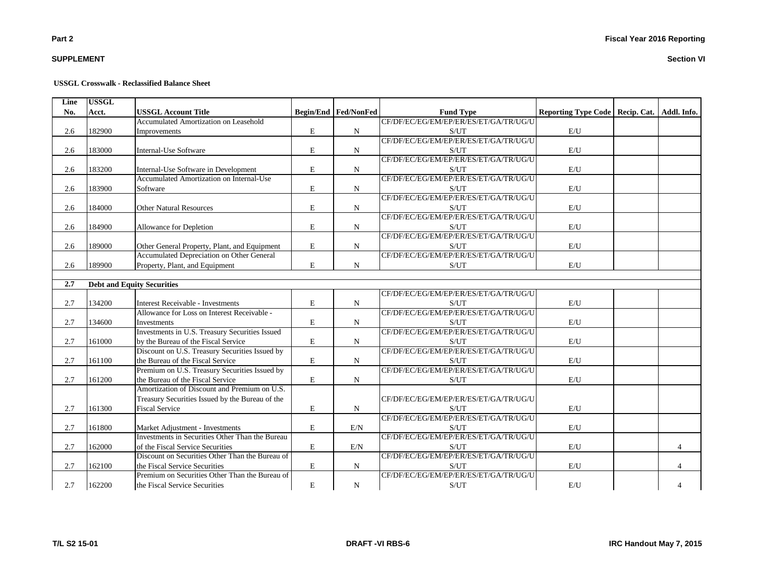**USSGL Crosswalk - Reclassified Balance Sheet**

| Line No. | USSGL Acct. | USSGL Account Title | Begin/End | Fed/NonFed | Fund Type | Reporting Type Code | Recip. Cat. | Addl. Info. |
|---|---|---|---|---|---|---|---|---|
| 2.6 | 182900 | Accumulated Amortization on Leasehold Improvements | E | N | CF/DF/EC/EG/EM/EP/ER/ES/ET/GA/TR/UG/U S/UT | E/U | | |
| 2.6 | 183000 | Internal-Use Software | E | N | CF/DF/EC/EG/EM/EP/ER/ES/ET/GA/TR/UG/U S/UT | E/U | | |
| 2.6 | 183200 | Internal-Use Software in Development | E | N | CF/DF/EC/EG/EM/EP/ER/ES/ET/GA/TR/UG/U S/UT | E/U | | |
| 2.6 | 183900 | Accumulated Amortization on Internal-Use Software | E | N | CF/DF/EC/EG/EM/EP/ER/ES/ET/GA/TR/UG/U S/UT | E/U | | |
| 2.6 | 184000 | Other Natural Resources | E | N | CF/DF/EC/EG/EM/EP/ER/ES/ET/GA/TR/UG/U S/UT | E/U | | |
| 2.6 | 184900 | Allowance for Depletion | E | N | CF/DF/EC/EG/EM/EP/ER/ES/ET/GA/TR/UG/U S/UT | E/U | | |
| 2.6 | 189000 | Other General Property, Plant, and Equipment | E | N | CF/DF/EC/EG/EM/EP/ER/ES/ET/GA/TR/UG/U S/UT | E/U | | |
| 2.6 | 189900 | Accumulated Depreciation on Other General Property, Plant, and Equipment | E | N | CF/DF/EC/EG/EM/EP/ER/ES/ET/GA/TR/UG/U S/UT | E/U | | |
| | | | | | | | | |
| **2.7** | **Debt and Equity Securities** | | | | | | | |
| 2.7 | 134200 | Interest Receivable - Investments | E | N | CF/DF/EC/EG/EM/EP/ER/ES/ET/GA/TR/UG/U S/UT | E/U | | |
| 2.7 | 134600 | Allowance for Loss on Interest Receivable - Investments | E | N | CF/DF/EC/EG/EM/EP/ER/ES/ET/GA/TR/UG/U S/UT | E/U | | |
| 2.7 | 161000 | Investments in U.S. Treasury Securities Issued by the Bureau of the Fiscal Service | E | N | CF/DF/EC/EG/EM/EP/ER/ES/ET/GA/TR/UG/U S/UT | E/U | | |
| 2.7 | 161100 | Discount on U.S. Treasury Securities Issued by the Bureau of the Fiscal Service | E | N | CF/DF/EC/EG/EM/EP/ER/ES/ET/GA/TR/UG/U S/UT | E/U | | |
| 2.7 | 161200 | Premium on U.S. Treasury Securities Issued by the Bureau of the Fiscal Service | E | N | CF/DF/EC/EG/EM/EP/ER/ES/ET/GA/TR/UG/U S/UT | E/U | | |
| 2.7 | 161300 | Amortization of Discount and Premium on U.S. Treasury Securities Issued by the Bureau of the Fiscal Service | E | N | CF/DF/EC/EG/EM/EP/ER/ES/ET/GA/TR/UG/U S/UT | E/U | | |
| 2.7 | 161800 | Market Adjustment - Investments | E | E/N | CF/DF/EC/EG/EM/EP/ER/ES/ET/GA/TR/UG/U S/UT | E/U | | |
| 2.7 | 162000 | Investments in Securities Other Than the Bureau of the Fiscal Service Securities | E | E/N | CF/DF/EC/EG/EM/EP/ER/ES/ET/GA/TR/UG/U S/UT | E/U | | 4 |
| 2.7 | 162100 | Discount on Securities Other Than the Bureau of the Fiscal Service Securities | E | N | CF/DF/EC/EG/EM/EP/ER/ES/ET/GA/TR/UG/U S/UT | E/U | | 4 |
| 2.7 | 162200 | Premium on Securities Other Than the Bureau of the Fiscal Service Securities | E | N | CF/DF/EC/EG/EM/EP/ER/ES/ET/GA/TR/UG/U S/UT | E/U | | 4 |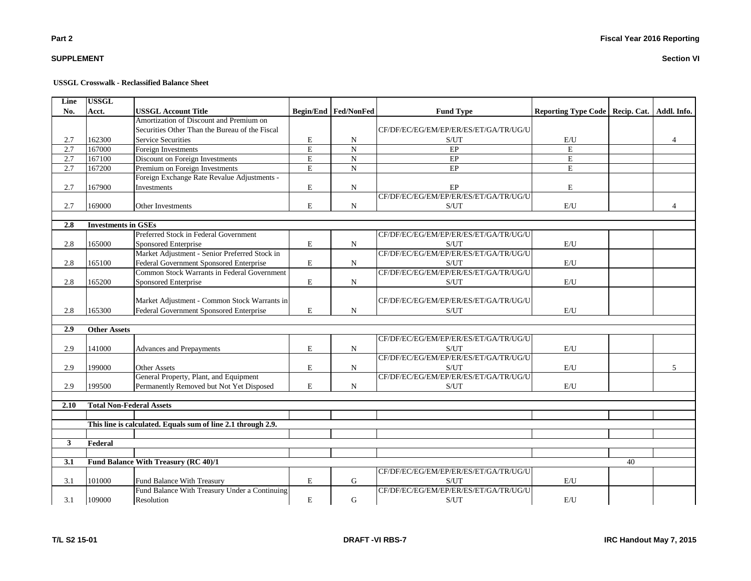**Part 2**

**SUPPLEMENT**

**Fiscal Year 2016 Reporting**

**Section VI**

**USSGL Crosswalk - Reclassified Balance Sheet**

| Line No. | USSGL Acct. | USSGL Account Title | Begin/End | Fed/NonFed | Fund Type | Reporting Type Code | Recip. Cat. | Addl. Info. |
|---|---|---|---|---|---|---|---|---|
| 2.7 | 162300 | Amortization of Discount and Premium on Securities Other Than the Bureau of the Fiscal Service Securities | E | N | CF/DF/EC/EG/EM/EP/ER/ES/ET/GA/TR/UG/US/UT | E/U | | 4 |
| 2.7 | 167000 | Foreign Investments | E | N | EP | E | | |
| 2.7 | 167100 | Discount on Foreign Investments | E | N | EP | E | | |
| 2.7 | 167200 | Premium on Foreign Investments | E | N | EP | E | | |
| 2.7 | 167900 | Foreign Exchange Rate Revalue Adjustments - Investments | E | N | EP | E | | |
| 2.7 | 169000 | Other Investments | E | N | CF/DF/EC/EG/EM/EP/ER/ES/ET/GA/TR/UG/US/UT | E/U | | 4 |
| | | | | | | | | |
| **2.8** | **Investments in GSEs** | | | | | | | |
| 2.8 | 165000 | Preferred Stock in Federal Government Sponsored Enterprise | E | N | CF/DF/EC/EG/EM/EP/ER/ES/ET/GA/TR/UG/US/UT | E/U | | |
| 2.8 | 165100 | Market Adjustment - Senior Preferred Stock in Federal Government Sponsored Enterprise | E | N | CF/DF/EC/EG/EM/EP/ER/ES/ET/GA/TR/UG/US/UT | E/U | | |
| 2.8 | 165200 | Common Stock Warrants in Federal Government Sponsored Enterprise | E | N | CF/DF/EC/EG/EM/EP/ER/ES/ET/GA/TR/UG/US/UT | E/U | | |
| 2.8 | 165300 | Market Adjustment - Common Stock Warrants in Federal Government Sponsored Enterprise | E | N | CF/DF/EC/EG/EM/EP/ER/ES/ET/GA/TR/UG/US/UT | E/U | | |
| | | | | | | | | |
| **2.9** | **Other Assets** | | | | | | | |
| 2.9 | 141000 | Advances and Prepayments | E | N | CF/DF/EC/EG/EM/EP/ER/ES/ET/GA/TR/UG/US/UT | E/U | | |
| 2.9 | 199000 | Other Assets | E | N | CF/DF/EC/EG/EM/EP/ER/ES/ET/GA/TR/UG/US/UT | E/U | | 5 |
| 2.9 | 199500 | General Property, Plant, and Equipment Permanently Removed but Not Yet Disposed | E | N | CF/DF/EC/EG/EM/EP/ER/ES/ET/GA/TR/UG/US/UT | E/U | | |
| | | | | | | | | |
| **2.10** | **Total Non-Federal Assets** | | | | | | | |
| | | | | | | | | |
| | **This line is calculated. Equals sum of line 2.1 through 2.9.** | | | | | | | |
| | | | | | | | | |
| **3** | **Federal** | | | | | | | |
| | | | | | | | | |
| **3.1** | **Fund Balance With Treasury (RC 40)/1** | | | | | | 40 | |
| 3.1 | 101000 | Fund Balance With Treasury | E | G | CF/DF/EC/EG/EM/EP/ER/ES/ET/GA/TR/UG/US/UT | E/U | | |
| 3.1 | 109000 | Fund Balance With Treasury Under a Continuing Resolution | E | G | CF/DF/EC/EG/EM/EP/ER/ES/ET/GA/TR/UG/US/UT | E/U | | |

T/L S2 15-01 DRAFT -VI RBS-7 IRC Handout May 7, 2015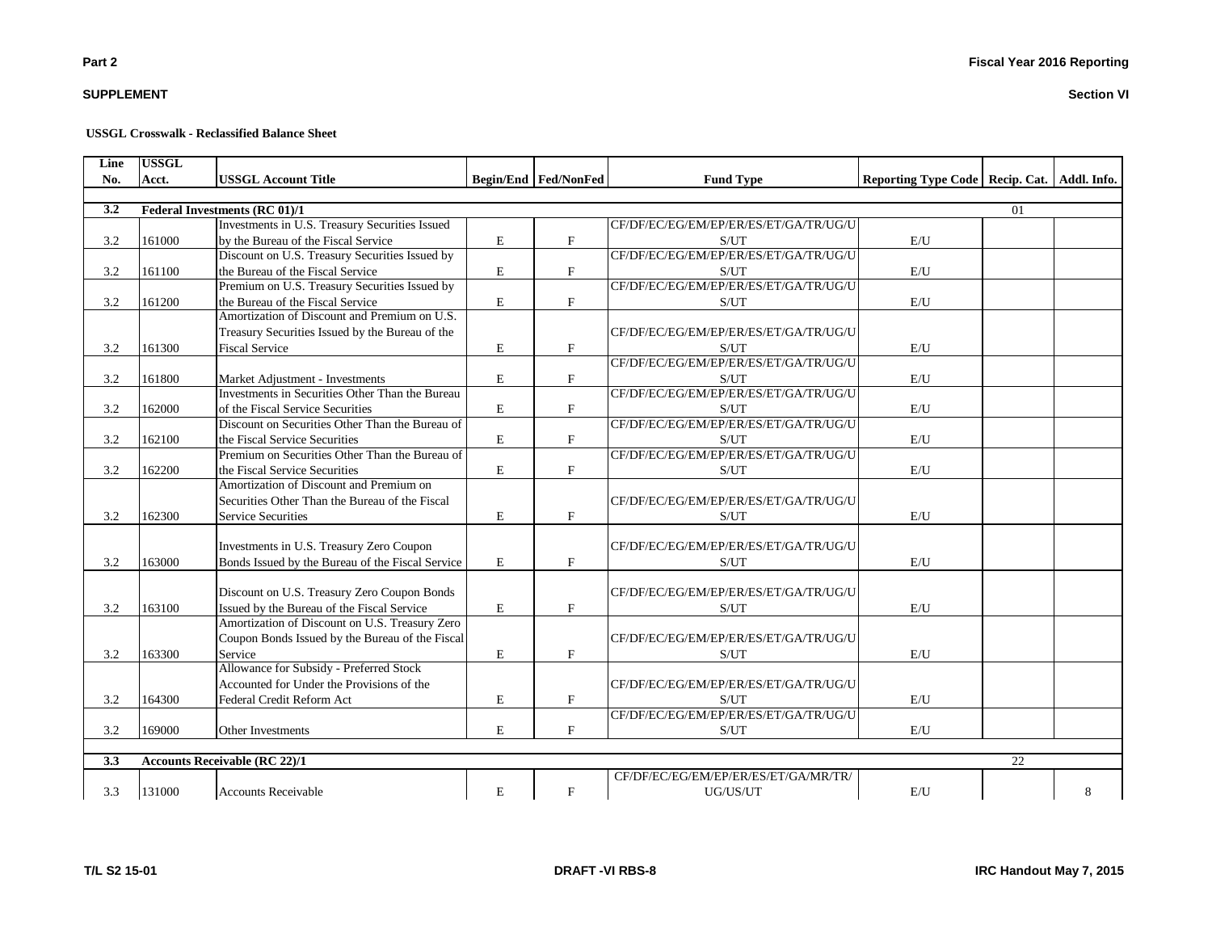**Part 2**

**SUPPLEMENT**

**Fiscal Year 2016 Reporting**

**Section VI**

**USSGL Crosswalk - Reclassified Balance Sheet**

| Line No. | USSGL Acct. | USSGL Account Title | Begin/End | Fed/NonFed | Fund Type | Reporting Type Code | Recip. Cat. | Addl. Info. |
|---|---|---|---|---|---|---|---|---|
| **3.2** | **Federal Investments (RC 01)/1** | | | | | | 01 | |
| 3.2 | 161000 | Investments in U.S. Treasury Securities Issued by the Bureau of the Fiscal Service | E | F | CF/DF/EC/EG/EM/EP/ER/ES/ET/GA/TR/UG/US/UT | E/U | | |
| 3.2 | 161100 | Discount on U.S. Treasury Securities Issued by the Bureau of the Fiscal Service | E | F | CF/DF/EC/EG/EM/EP/ER/ES/ET/GA/TR/UG/US/UT | E/U | | |
| 3.2 | 161200 | Premium on U.S. Treasury Securities Issued by the Bureau of the Fiscal Service | E | F | CF/DF/EC/EG/EM/EP/ER/ES/ET/GA/TR/UG/US/UT | E/U | | |
| 3.2 | 161300 | Amortization of Discount and Premium on U.S. Treasury Securities Issued by the Bureau of the Fiscal Service | E | F | CF/DF/EC/EG/EM/EP/ER/ES/ET/GA/TR/UG/US/UT | E/U | | |
| 3.2 | 161800 | Market Adjustment - Investments | E | F | CF/DF/EC/EG/EM/EP/ER/ES/ET/GA/TR/UG/US/UT | E/U | | |
| 3.2 | 162000 | Investments in Securities Other Than the Bureau of the Fiscal Service Securities | E | F | CF/DF/EC/EG/EM/EP/ER/ES/ET/GA/TR/UG/US/UT | E/U | | |
| 3.2 | 162100 | Discount on Securities Other Than the Bureau of the Fiscal Service Securities | E | F | CF/DF/EC/EG/EM/EP/ER/ES/ET/GA/TR/UG/US/UT | E/U | | |
| 3.2 | 162200 | Premium on Securities Other Than the Bureau of the Fiscal Service Securities | E | F | CF/DF/EC/EG/EM/EP/ER/ES/ET/GA/TR/UG/US/UT | E/U | | |
| 3.2 | 162300 | Amortization of Discount and Premium on Securities Other Than the Bureau of the Fiscal Service Securities | E | F | CF/DF/EC/EG/EM/EP/ER/ES/ET/GA/TR/UG/US/UT | E/U | | |
| 3.2 | 163000 | Investments in U.S. Treasury Zero Coupon Bonds Issued by the Bureau of the Fiscal Service | E | F | CF/DF/EC/EG/EM/EP/ER/ES/ET/GA/TR/UG/US/UT | E/U | | |
| 3.2 | 163100 | Discount on U.S. Treasury Zero Coupon Bonds Issued by the Bureau of the Fiscal Service | E | F | CF/DF/EC/EG/EM/EP/ER/ES/ET/GA/TR/UG/US/UT | E/U | | |
| 3.2 | 163300 | Amortization of Discount on U.S. Treasury Zero Coupon Bonds Issued by the Bureau of the Fiscal Service | E | F | CF/DF/EC/EG/EM/EP/ER/ES/ET/GA/TR/UG/US/UT | E/U | | |
| 3.2 | 164300 | Allowance for Subsidy - Preferred Stock Accounted for Under the Provisions of the Federal Credit Reform Act | E | F | CF/DF/EC/EG/EM/EP/ER/ES/ET/GA/TR/UG/US/UT | E/U | | |
| 3.2 | 169000 | Other Investments | E | F | CF/DF/EC/EG/EM/EP/ER/ES/ET/GA/TR/UG/US/UT | E/U | | |
| **3.3** | **Accounts Receivable (RC 22)/1** | | | | | | 22 | |
| 3.3 | 131000 | Accounts Receivable | E | F | CF/DF/EC/EG/EM/EP/ER/ES/ET/GA/MR/TR/UG/US/UT | E/U | | 8 |

T/L S2 15-01 | DRAFT -VI RBS-8 | IRC Handout May 7, 2015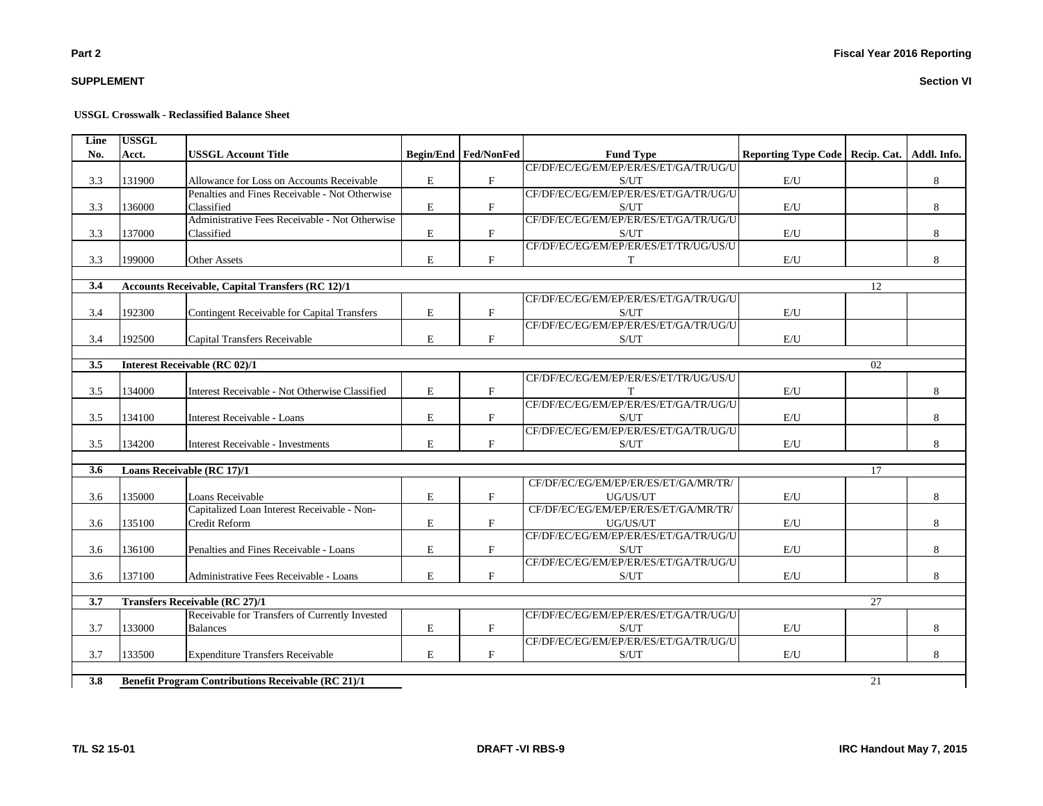**Part 2** **Fiscal Year 2016 Reporting**

**SUPPLEMENT** **Section VI**

**USSGL Crosswalk - Reclassified Balance Sheet**

| Line No. | USSGL Acct. | USSGL Account Title | Begin/End | Fed/NonFed | Fund Type | Reporting Type Code | Recip. Cat. | Addl. Info. |
|---|---|---|---|---|---|---|---|---|
| 3.3 | 131900 | Allowance for Loss on Accounts Receivable | E | F | CF/DF/EC/EG/EM/EP/ER/ES/ET/GA/TR/UG/US/UT | E/U | | 8 |
| 3.3 | 136000 | Penalties and Fines Receivable - Not Otherwise Classified | E | F | CF/DF/EC/EG/EM/EP/ER/ES/ET/GA/TR/UG/US/UT | E/U | | 8 |
| 3.3 | 137000 | Administrative Fees Receivable - Not Otherwise Classified | E | F | CF/DF/EC/EG/EM/EP/ER/ES/ET/GA/TR/UG/US/UT | E/U | | 8 |
| 3.3 | 199000 | Other Assets | E | F | CF/DF/EC/EG/EM/EP/ER/ES/ET/TR/UG/US/UT | E/U | | 8 |
| **3.4** | **Accounts Receivable, Capital Transfers (RC 12)/1** | | | | | | 12 | |
| 3.4 | 192300 | Contingent Receivable for Capital Transfers | E | F | CF/DF/EC/EG/EM/EP/ER/ES/ET/GA/TR/UG/US/UT | E/U | | |
| 3.4 | 192500 | Capital Transfers Receivable | E | F | CF/DF/EC/EG/EM/EP/ER/ES/ET/GA/TR/UG/US/UT | E/U | | |
| **3.5** | **Interest Receivable (RC 02)/1** | | | | | | 02 | |
| 3.5 | 134000 | Interest Receivable - Not Otherwise Classified | E | F | CF/DF/EC/EG/EM/EP/ER/ES/ET/TR/UG/US/UT | E/U | | 8 |
| 3.5 | 134100 | Interest Receivable - Loans | E | F | CF/DF/EC/EG/EM/EP/ER/ES/ET/GA/TR/UG/US/UT | E/U | | 8 |
| 3.5 | 134200 | Interest Receivable - Investments | E | F | CF/DF/EC/EG/EM/EP/ER/ES/ET/GA/TR/UG/US/UT | E/U | | 8 |
| **3.6** | **Loans Receivable (RC 17)/1** | | | | | | 17 | |
| 3.6 | 135000 | Loans Receivable | E | F | CF/DF/EC/EG/EM/EP/ER/ES/ET/GA/MR/TR/UG/US/UT | E/U | | 8 |
| 3.6 | 135100 | Capitalized Loan Interest Receivable - Non-Credit Reform | E | F | CF/DF/EC/EG/EM/EP/ER/ES/ET/GA/MR/TR/UG/US/UT | E/U | | 8 |
| 3.6 | 136100 | Penalties and Fines Receivable - Loans | E | F | CF/DF/EC/EG/EM/EP/ER/ES/ET/GA/TR/UG/US/UT | E/U | | 8 |
| 3.6 | 137100 | Administrative Fees Receivable - Loans | E | F | CF/DF/EC/EG/EM/EP/ER/ES/ET/GA/TR/UG/US/UT | E/U | | 8 |
| **3.7** | **Transfers Receivable (RC 27)/1** | | | | | | 27 | |
| 3.7 | 133000 | Receivable for Transfers of Currently Invested Balances | E | F | CF/DF/EC/EG/EM/EP/ER/ES/ET/GA/TR/UG/US/UT | E/U | | 8 |
| 3.7 | 133500 | Expenditure Transfers Receivable | E | F | CF/DF/EC/EG/EM/EP/ER/ES/ET/GA/TR/UG/US/UT | E/U | | 8 |
| **3.8** | **Benefit Program Contributions Receivable (RC 21)/1** | | | | | | 21 | |

T/L S2 15-01 DRAFT -VI RBS-9 IRC Handout May 7, 2015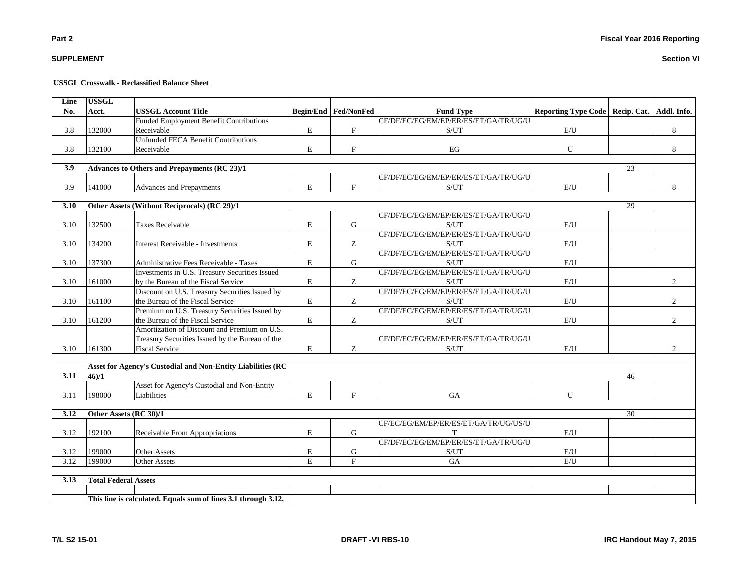**USSGL Crosswalk - Reclassified Balance Sheet**

| Line No. | USSGL Acct. | USSGL Account Title | Begin/End | Fed/NonFed | Fund Type | Reporting Type Code | Recip. Cat. | Addl. Info. |
|---|---|---|---|---|---|---|---|---|
| 3.8 | 132000 | Funded Employment Benefit Contributions Receivable | E | F | CF/DF/EC/EG/EM/EP/ER/ES/ET/GA/TR/UG/US/UT | E/U | | 8 |
| 3.8 | 132100 | Unfunded FECA Benefit Contributions Receivable | E | F | EG | U | | 8 |
| | | | | | | | | |
| **3.9** | **Advances to Others and Prepayments (RC 23)/1** | | | | | | 23 | |
| 3.9 | 141000 | Advances and Prepayments | E | F | CF/DF/EC/EG/EM/EP/ER/ES/ET/GA/TR/UG/US/UT | E/U | | 8 |
| | | | | | | | | |
| **3.10** | **Other Assets (Without Reciprocals) (RC 29)/1** | | | | | | 29 | |
| 3.10 | 132500 | Taxes Receivable | E | G | CF/DF/EC/EG/EM/EP/ER/ES/ET/GA/TR/UG/US/UT | E/U | | |
| 3.10 | 134200 | Interest Receivable - Investments | E | Z | CF/DF/EC/EG/EM/EP/ER/ES/ET/GA/TR/UG/US/UT | E/U | | |
| 3.10 | 137300 | Administrative Fees Receivable - Taxes | E | G | CF/DF/EC/EG/EM/EP/ER/ES/ET/GA/TR/UG/US/UT | E/U | | |
| 3.10 | 161000 | Investments in U.S. Treasury Securities Issued by the Bureau of the Fiscal Service | E | Z | CF/DF/EC/EG/EM/EP/ER/ES/ET/GA/TR/UG/US/UT | E/U | | 2 |
| 3.10 | 161100 | Discount on U.S. Treasury Securities Issued by the Bureau of the Fiscal Service | E | Z | CF/DF/EC/EG/EM/EP/ER/ES/ET/GA/TR/UG/US/UT | E/U | | 2 |
| 3.10 | 161200 | Premium on U.S. Treasury Securities Issued by the Bureau of the Fiscal Service | E | Z | CF/DF/EC/EG/EM/EP/ER/ES/ET/GA/TR/UG/US/UT | E/U | | 2 |
| 3.10 | 161300 | Amortization of Discount and Premium on U.S. Treasury Securities Issued by the Bureau of the Fiscal Service | E | Z | CF/DF/EC/EG/EM/EP/ER/ES/ET/GA/TR/UG/US/UT | E/U | | 2 |
| | | | | | | | | |
| **3.11** | **Asset for Agency's Custodial and Non-Entity Liabilities (RC 46)/1** | | | | | | 46 | |
| 3.11 | 198000 | Asset for Agency's Custodial and Non-Entity Liabilities | E | F | GA | U | | |
| | | | | | | | | |
| **3.12** | **Other Assets (RC 30)/1** | | | | | | 30 | |
| 3.12 | 192100 | Receivable From Appropriations | E | G | CF/EC/EG/EM/EP/ER/ES/ET/GA/TR/UG/US/UT | E/U | | |
| 3.12 | 199000 | Other Assets | E | G | CF/DF/EC/EG/EM/EP/ER/ES/ET/GA/TR/UG/US/UT | E/U | | |
| 3.12 | 199000 | Other Assets | E | F | GA | E/U | | |
| | | | | | | | | |
| **3.13** | **Total Federal Assets** | | | | | | | |
| | | | | | | | | |
| | **This line is calculated. Equals sum of lines 3.1 through 3.12.** | | | | | | | |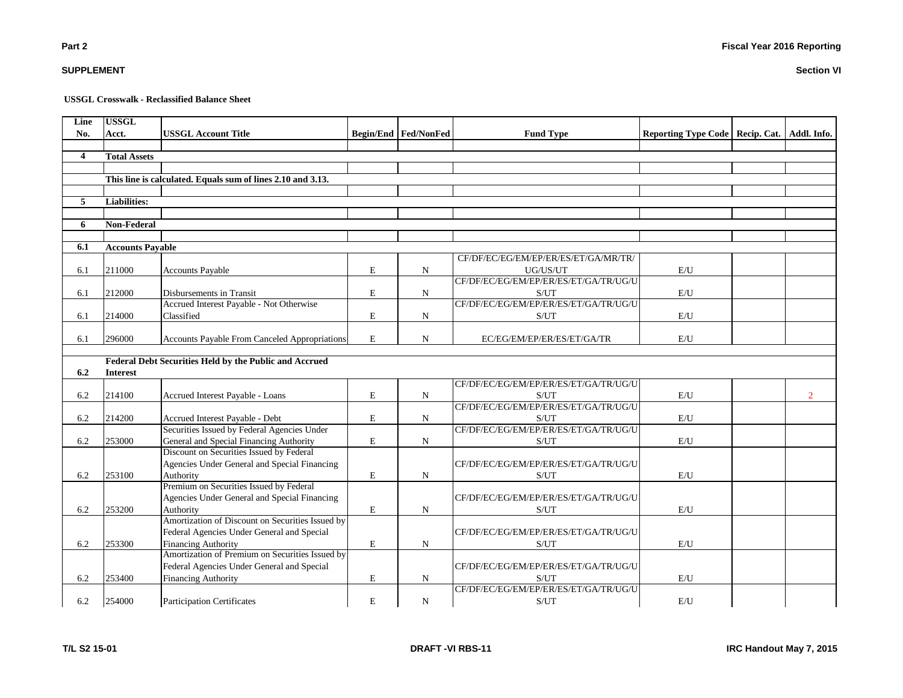**Part 2**

**Fiscal Year 2016 Reporting**

**SUPPLEMENT**

**Section VI**

**USSGL Crosswalk - Reclassified Balance Sheet**

| Line No. | USSGL Acct. | USSGL Account Title | Begin/End | Fed/NonFed | Fund Type | Reporting Type Code | Recip. Cat. | Addl. Info. |
|---|---|---|---|---|---|---|---|---|
| **4** | **Total Assets** | | | | | | | |
| | **This line is calculated. Equals sum of lines 2.10 and 3.13.** | | | | | | | |
| **5** | **Liabilities:** | | | | | | | |
| **6** | **Non-Federal** | | | | | | | |
| **6.1** | **Accounts Payable** | | | | | | | |
| 6.1 | 211000 | Accounts Payable | E | N | CF/DF/EC/EG/EM/EP/ER/ES/ET/GA/MR/TR/UG/US/UT | E/U | | |
| 6.1 | 212000 | Disbursements in Transit | E | N | CF/DF/EC/EG/EM/EP/ER/ES/ET/GA/TR/UG/US/UT | E/U | | |
| 6.1 | 214000 | Accrued Interest Payable - Not Otherwise Classified | E | N | CF/DF/EC/EG/EM/EP/ER/ES/ET/GA/TR/UG/US/UT | E/U | | |
| 6.1 | 296000 | Accounts Payable From Canceled Appropriations | E | N | EC/EG/EM/EP/ER/ES/ET/GA/TR | E/U | | |
| **6.2** | **Federal Debt Securities Held by the Public and Accrued Interest** | | | | | | | |
| 6.2 | 214100 | Accrued Interest Payable - Loans | E | N | CF/DF/EC/EG/EM/EP/ER/ES/ET/GA/TR/UG/US/UT | E/U | | 2 |
| 6.2 | 214200 | Accrued Interest Payable - Debt | E | N | CF/DF/EC/EG/EM/EP/ER/ES/ET/GA/TR/UG/US/UT | E/U | | |
| 6.2 | 253000 | Securities Issued by Federal Agencies Under General and Special Financing Authority | E | N | CF/DF/EC/EG/EM/EP/ER/ES/ET/GA/TR/UG/US/UT | E/U | | |
| 6.2 | 253100 | Discount on Securities Issued by Federal Agencies Under General and Special Financing Authority | E | N | CF/DF/EC/EG/EM/EP/ER/ES/ET/GA/TR/UG/US/UT | E/U | | |
| 6.2 | 253200 | Premium on Securities Issued by Federal Agencies Under General and Special Financing Authority | E | N | CF/DF/EC/EG/EM/EP/ER/ES/ET/GA/TR/UG/US/UT | E/U | | |
| 6.2 | 253300 | Amortization of Discount on Securities Issued by Federal Agencies Under General and Special Financing Authority | E | N | CF/DF/EC/EG/EM/EP/ER/ES/ET/GA/TR/UG/US/UT | E/U | | |
| 6.2 | 253400 | Amortization of Premium on Securities Issued by Federal Agencies Under General and Special Financing Authority | E | N | CF/DF/EC/EG/EM/EP/ER/ES/ET/GA/TR/UG/US/UT | E/U | | |
| 6.2 | 254000 | Participation Certificates | E | N | CF/DF/EC/EG/EM/EP/ER/ES/ET/GA/TR/UG/US/UT | E/U | | |

**T/L S2 15-01** **DRAFT -VI RBS-11** **IRC Handout May 7, 2015**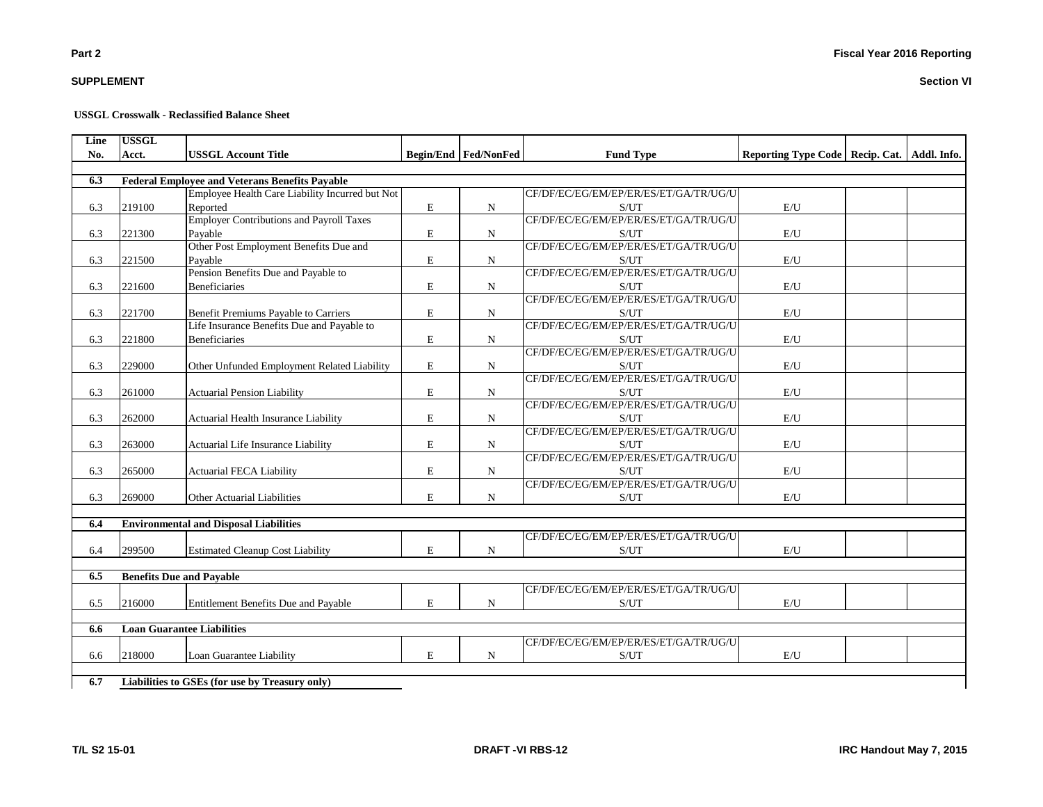**USSGL Crosswalk - Reclassified Balance Sheet**

| Line No. | USSGL Acct. | USSGL Account Title | Begin/End | Fed/NonFed | Fund Type | Reporting Type Code | Recip. Cat. | Addl. Info. |
|---|---|---|---|---|---|---|---|---|
| **6.3** | **Federal Employee and Veterans Benefits Payable** | | | | | | | |
| 6.3 | 219100 | Employee Health Care Liability Incurred but Not Reported | E | N | CF/DF/EC/EG/EM/EP/ER/ES/ET/GA/TR/UG/US/UT | E/U | | |
| 6.3 | 221300 | Employer Contributions and Payroll Taxes Payable | E | N | CF/DF/EC/EG/EM/EP/ER/ES/ET/GA/TR/UG/US/UT | E/U | | |
| 6.3 | 221500 | Other Post Employment Benefits Due and Payable | E | N | CF/DF/EC/EG/EM/EP/ER/ES/ET/GA/TR/UG/US/UT | E/U | | |
| 6.3 | 221600 | Pension Benefits Due and Payable to Beneficiaries | E | N | CF/DF/EC/EG/EM/EP/ER/ES/ET/GA/TR/UG/US/UT | E/U | | |
| 6.3 | 221700 | Benefit Premiums Payable to Carriers | E | N | CF/DF/EC/EG/EM/EP/ER/ES/ET/GA/TR/UG/US/UT | E/U | | |
| 6.3 | 221800 | Life Insurance Benefits Due and Payable to Beneficiaries | E | N | CF/DF/EC/EG/EM/EP/ER/ES/ET/GA/TR/UG/US/UT | E/U | | |
| 6.3 | 229000 | Other Unfunded Employment Related Liability | E | N | CF/DF/EC/EG/EM/EP/ER/ES/ET/GA/TR/UG/US/UT | E/U | | |
| 6.3 | 261000 | Actuarial Pension Liability | E | N | CF/DF/EC/EG/EM/EP/ER/ES/ET/GA/TR/UG/US/UT | E/U | | |
| 6.3 | 262000 | Actuarial Health Insurance Liability | E | N | CF/DF/EC/EG/EM/EP/ER/ES/ET/GA/TR/UG/US/UT | E/U | | |
| 6.3 | 263000 | Actuarial Life Insurance Liability | E | N | CF/DF/EC/EG/EM/EP/ER/ES/ET/GA/TR/UG/US/UT | E/U | | |
| 6.3 | 265000 | Actuarial FECA Liability | E | N | CF/DF/EC/EG/EM/EP/ER/ES/ET/GA/TR/UG/US/UT | E/U | | |
| 6.3 | 269000 | Other Actuarial Liabilities | E | N | CF/DF/EC/EG/EM/EP/ER/ES/ET/GA/TR/UG/US/UT | E/U | | |
| **6.4** | **Environmental and Disposal Liabilities** | | | | | | | |
| 6.4 | 299500 | Estimated Cleanup Cost Liability | E | N | CF/DF/EC/EG/EM/EP/ER/ES/ET/GA/TR/UG/US/UT | E/U | | |
| **6.5** | **Benefits Due and Payable** | | | | | | | |
| 6.5 | 216000 | Entitlement Benefits Due and Payable | E | N | CF/DF/EC/EG/EM/EP/ER/ES/ET/GA/TR/UG/US/UT | E/U | | |
| **6.6** | **Loan Guarantee Liabilities** | | | | | | | |
| 6.6 | 218000 | Loan Guarantee Liability | E | N | CF/DF/EC/EG/EM/EP/ER/ES/ET/GA/TR/UG/US/UT | E/U | | |
| **6.7** | **Liabilities to GSEs (for use by Treasury only)** | | | | | | | |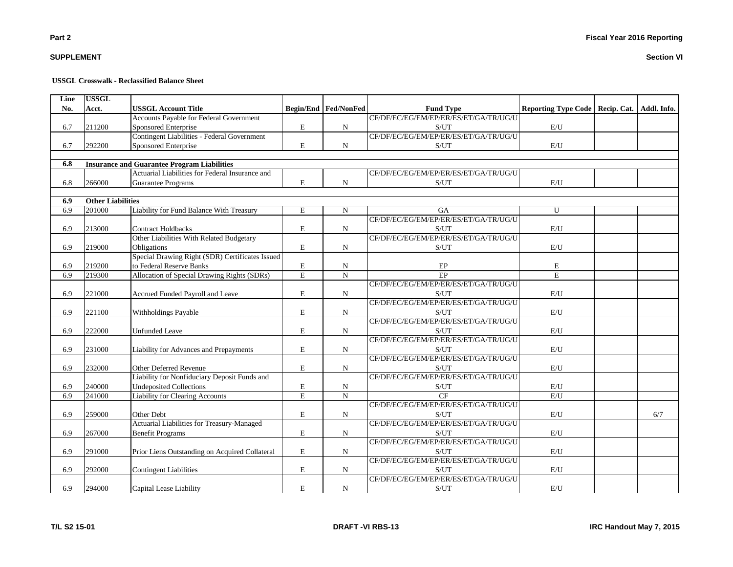**USSGL Crosswalk - Reclassified Balance Sheet**

| Line No. | USSGL Acct. | USSGL Account Title | Begin/End | Fed/NonFed | Fund Type | Reporting Type Code | Recip. Cat. | Addl. Info. |
|---|---|---|---|---|---|---|---|---|
| 6.7 | 211200 | Accounts Payable for Federal Government Sponsored Enterprise | E | N | CF/DF/EC/EG/EM/EP/ER/ES/ET/GA/TR/UG/U S/UT | E/U | | |
| 6.7 | 292200 | Contingent Liabilities - Federal Government Sponsored Enterprise | E | N | CF/DF/EC/EG/EM/EP/ER/ES/ET/GA/TR/UG/U S/UT | E/U | | |
| **6.8** | **Insurance and Guarantee Program Liabilities** | | | | | | | |
| 6.8 | 266000 | Actuarial Liabilities for Federal Insurance and Guarantee Programs | E | N | CF/DF/EC/EG/EM/EP/ER/ES/ET/GA/TR/UG/U S/UT | E/U | | |
| **6.9** | **Other Liabilities** | | | | | | | |
| 6.9 | 201000 | Liability for Fund Balance With Treasury | E | N | GA | U | | |
| 6.9 | 213000 | Contract Holdbacks | E | N | CF/DF/EC/EG/EM/EP/ER/ES/ET/GA/TR/UG/U S/UT | E/U | | |
| 6.9 | 219000 | Other Liabilities With Related Budgetary Obligations | E | N | CF/DF/EC/EG/EM/EP/ER/ES/ET/GA/TR/UG/U S/UT | E/U | | |
| 6.9 | 219200 | Special Drawing Right (SDR) Certificates Issued to Federal Reserve Banks | E | N | EP | E | | |
| 6.9 | 219300 | Allocation of Special Drawing Rights (SDRs) | E | N | EP | E | | |
| 6.9 | 221000 | Accrued Funded Payroll and Leave | E | N | CF/DF/EC/EG/EM/EP/ER/ES/ET/GA/TR/UG/U S/UT | E/U | | |
| 6.9 | 221100 | Withholdings Payable | E | N | CF/DF/EC/EG/EM/EP/ER/ES/ET/GA/TR/UG/U S/UT | E/U | | |
| 6.9 | 222000 | Unfunded Leave | E | N | CF/DF/EC/EG/EM/EP/ER/ES/ET/GA/TR/UG/U S/UT | E/U | | |
| 6.9 | 231000 | Liability for Advances and Prepayments | E | N | CF/DF/EC/EG/EM/EP/ER/ES/ET/GA/TR/UG/U S/UT | E/U | | |
| 6.9 | 232000 | Other Deferred Revenue | E | N | CF/DF/EC/EG/EM/EP/ER/ES/ET/GA/TR/UG/U S/UT | E/U | | |
| 6.9 | 240000 | Liability for Nonfiduciary Deposit Funds and Undeposited Collections | E | N | CF/DF/EC/EG/EM/EP/ER/ES/ET/GA/TR/UG/U S/UT | E/U | | |
| 6.9 | 241000 | Liability for Clearing Accounts | E | N | CF | E/U | | |
| 6.9 | 259000 | Other Debt | E | N | CF/DF/EC/EG/EM/EP/ER/ES/ET/GA/TR/UG/U S/UT | E/U | | 6/7 |
| 6.9 | 267000 | Actuarial Liabilities for Treasury-Managed Benefit Programs | E | N | CF/DF/EC/EG/EM/EP/ER/ES/ET/GA/TR/UG/U S/UT | E/U | | |
| 6.9 | 291000 | Prior Liens Outstanding on Acquired Collateral | E | N | CF/DF/EC/EG/EM/EP/ER/ES/ET/GA/TR/UG/U S/UT | E/U | | |
| 6.9 | 292000 | Contingent Liabilities | E | N | CF/DF/EC/EG/EM/EP/ER/ES/ET/GA/TR/UG/U S/UT | E/U | | |
| 6.9 | 294000 | Capital Lease Liability | E | N | CF/DF/EC/EG/EM/EP/ER/ES/ET/GA/TR/UG/U S/UT | E/U | | |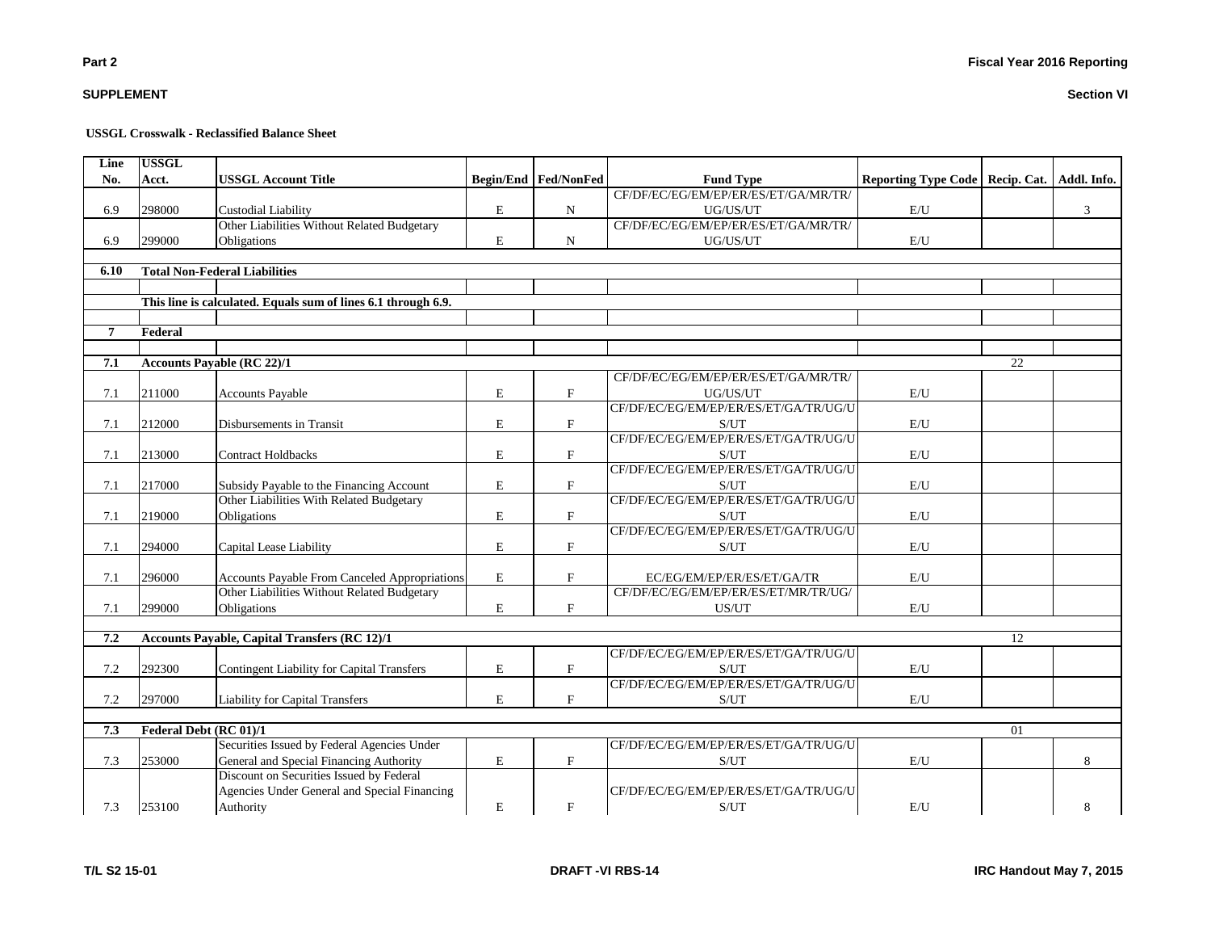**Part 2**

**SUPPLEMENT**

**Fiscal Year 2016 Reporting**

**Section VI**

**USSGL Crosswalk - Reclassified Balance Sheet**

| Line No. | USSGL Acct. | USSGL Account Title | Begin/End | Fed/NonFed | Fund Type | Reporting Type Code | Recip. Cat. | Addl. Info. |
|---|---|---|---|---|---|---|---|---|
| 6.9 | 298000 | Custodial Liability | E | N | CF/DF/EC/EG/EM/EP/ER/ES/ET/GA/MR/TR/UG/US/UT | E/U | | 3 |
| 6.9 | 299000 | Other Liabilities Without Related Budgetary Obligations | E | N | CF/DF/EC/EG/EM/EP/ER/ES/ET/GA/MR/TR/UG/US/UT | E/U | | |
| **6.10** | **Total Non-Federal Liabilities** | | | | | | | |
| | **This line is calculated. Equals sum of lines 6.1 through 6.9.** | | | | | | | |
| **7** | **Federal** | | | | | | | |
| **7.1** | **Accounts Payable (RC 22)/1** | | | | | | 22 | |
| 7.1 | 211000 | Accounts Payable | E | F | CF/DF/EC/EG/EM/EP/ER/ES/ET/GA/MR/TR/UG/US/UT | E/U | | |
| 7.1 | 212000 | Disbursements in Transit | E | F | CF/DF/EC/EG/EM/EP/ER/ES/ET/GA/TR/UG/US/UT | E/U | | |
| 7.1 | 213000 | Contract Holdbacks | E | F | CF/DF/EC/EG/EM/EP/ER/ES/ET/GA/TR/UG/US/UT | E/U | | |
| 7.1 | 217000 | Subsidy Payable to the Financing Account | E | F | CF/DF/EC/EG/EM/EP/ER/ES/ET/GA/TR/UG/US/UT | E/U | | |
| 7.1 | 219000 | Other Liabilities With Related Budgetary Obligations | E | F | CF/DF/EC/EG/EM/EP/ER/ES/ET/GA/TR/UG/US/UT | E/U | | |
| 7.1 | 294000 | Capital Lease Liability | E | F | CF/DF/EC/EG/EM/EP/ER/ES/ET/GA/TR/UG/US/UT | E/U | | |
| 7.1 | 296000 | Accounts Payable From Canceled Appropriations | E | F | EC/EG/EM/EP/ER/ES/ET/GA/TR | E/U | | |
| 7.1 | 299000 | Other Liabilities Without Related Budgetary Obligations | E | F | CF/DF/EC/EG/EM/EP/ER/ES/ET/MR/TR/UG/US/UT | E/U | | |
| **7.2** | **Accounts Payable, Capital Transfers (RC 12)/1** | | | | | | 12 | |
| 7.2 | 292300 | Contingent Liability for Capital Transfers | E | F | CF/DF/EC/EG/EM/EP/ER/ES/ET/GA/TR/UG/US/UT | E/U | | |
| 7.2 | 297000 | Liability for Capital Transfers | E | F | CF/DF/EC/EG/EM/EP/ER/ES/ET/GA/TR/UG/US/UT | E/U | | |
| **7.3** | **Federal Debt (RC 01)/1** | | | | | | 01 | |
| 7.3 | 253000 | Securities Issued by Federal Agencies Under General and Special Financing Authority | E | F | CF/DF/EC/EG/EM/EP/ER/ES/ET/GA/TR/UG/US/UT | E/U | | 8 |
| 7.3 | 253100 | Discount on Securities Issued by Federal Agencies Under General and Special Financing Authority | E | F | CF/DF/EC/EG/EM/EP/ER/ES/ET/GA/TR/UG/US/UT | E/U | | 8 |

T/L S2 15-01 — DRAFT -VI RBS-14 — IRC Handout May 7, 2015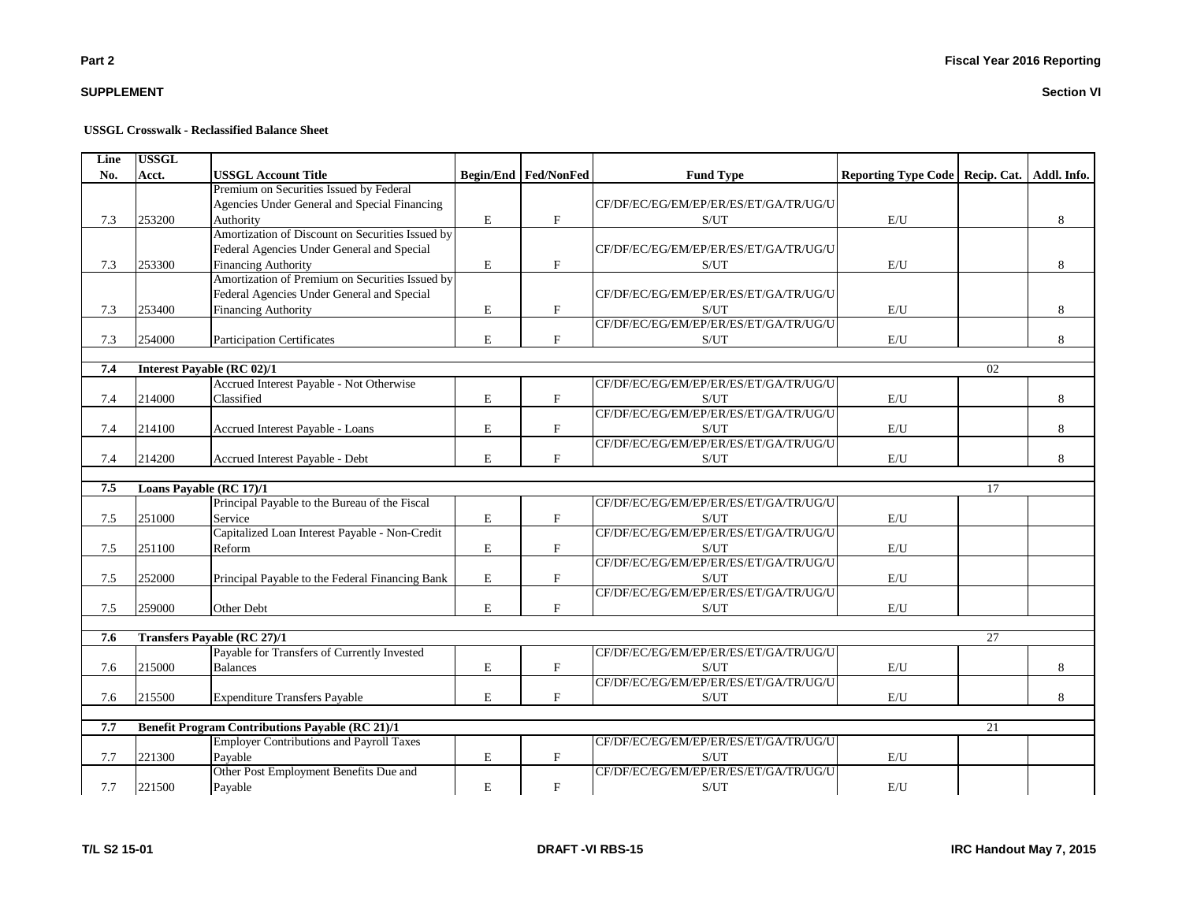**Part 2**

**SUPPLEMENT**

**Fiscal Year 2016 Reporting**

**Section VI**

**USSGL Crosswalk - Reclassified Balance Sheet**

| Line No. | USSGL Acct. | USSGL Account Title | Begin/End | Fed/NonFed | Fund Type | Reporting Type Code | Recip. Cat. | Addl. Info. |
|---|---|---|---|---|---|---|---|---|
| 7.3 | 253200 | Premium on Securities Issued by Federal Agencies Under General and Special Financing Authority | E | F | CF/DF/EC/EG/EM/EP/ER/ES/ET/GA/TR/UG/US/UT | E/U | | 8 |
| 7.3 | 253300 | Amortization of Discount on Securities Issued by Federal Agencies Under General and Special Financing Authority | E | F | CF/DF/EC/EG/EM/EP/ER/ES/ET/GA/TR/UG/US/UT | E/U | | 8 |
| 7.3 | 253400 | Amortization of Premium on Securities Issued by Federal Agencies Under General and Special Financing Authority | E | F | CF/DF/EC/EG/EM/EP/ER/ES/ET/GA/TR/UG/US/UT | E/U | | 8 |
| 7.3 | 254000 | Participation Certificates | E | F | CF/DF/EC/EG/EM/EP/ER/ES/ET/GA/TR/UG/US/UT | E/U | | 8 |
| **7.4** | **Interest Payable (RC 02)/1** | | | | | | 02 | |
| 7.4 | 214000 | Accrued Interest Payable - Not Otherwise Classified | E | F | CF/DF/EC/EG/EM/EP/ER/ES/ET/GA/TR/UG/US/UT | E/U | | 8 |
| 7.4 | 214100 | Accrued Interest Payable - Loans | E | F | CF/DF/EC/EG/EM/EP/ER/ES/ET/GA/TR/UG/US/UT | E/U | | 8 |
| 7.4 | 214200 | Accrued Interest Payable - Debt | E | F | CF/DF/EC/EG/EM/EP/ER/ES/ET/GA/TR/UG/US/UT | E/U | | 8 |
| **7.5** | **Loans Payable (RC 17)/1** | | | | | | 17 | |
| 7.5 | 251000 | Principal Payable to the Bureau of the Fiscal Service | E | F | CF/DF/EC/EG/EM/EP/ER/ES/ET/GA/TR/UG/US/UT | E/U | | |
| 7.5 | 251100 | Capitalized Loan Interest Payable - Non-Credit Reform | E | F | CF/DF/EC/EG/EM/EP/ER/ES/ET/GA/TR/UG/US/UT | E/U | | |
| 7.5 | 252000 | Principal Payable to the Federal Financing Bank | E | F | CF/DF/EC/EG/EM/EP/ER/ES/ET/GA/TR/UG/US/UT | E/U | | |
| 7.5 | 259000 | Other Debt | E | F | CF/DF/EC/EG/EM/EP/ER/ES/ET/GA/TR/UG/US/UT | E/U | | |
| **7.6** | **Transfers Payable (RC 27)/1** | | | | | | 27 | |
| 7.6 | 215000 | Payable for Transfers of Currently Invested Balances | E | F | CF/DF/EC/EG/EM/EP/ER/ES/ET/GA/TR/UG/US/UT | E/U | | 8 |
| 7.6 | 215500 | Expenditure Transfers Payable | E | F | CF/DF/EC/EG/EM/EP/ER/ES/ET/GA/TR/UG/US/UT | E/U | | 8 |
| **7.7** | **Benefit Program Contributions Payable (RC 21)/1** | | | | | | 21 | |
| 7.7 | 221300 | Employer Contributions and Payroll Taxes Payable | E | F | CF/DF/EC/EG/EM/EP/ER/ES/ET/GA/TR/UG/US/UT | E/U | | |
| 7.7 | 221500 | Other Post Employment Benefits Due and Payable | E | F | CF/DF/EC/EG/EM/EP/ER/ES/ET/GA/TR/UG/US/UT | E/U | | |

T/L S2 15-01 | DRAFT -VI RBS-15 | IRC Handout May 7, 2015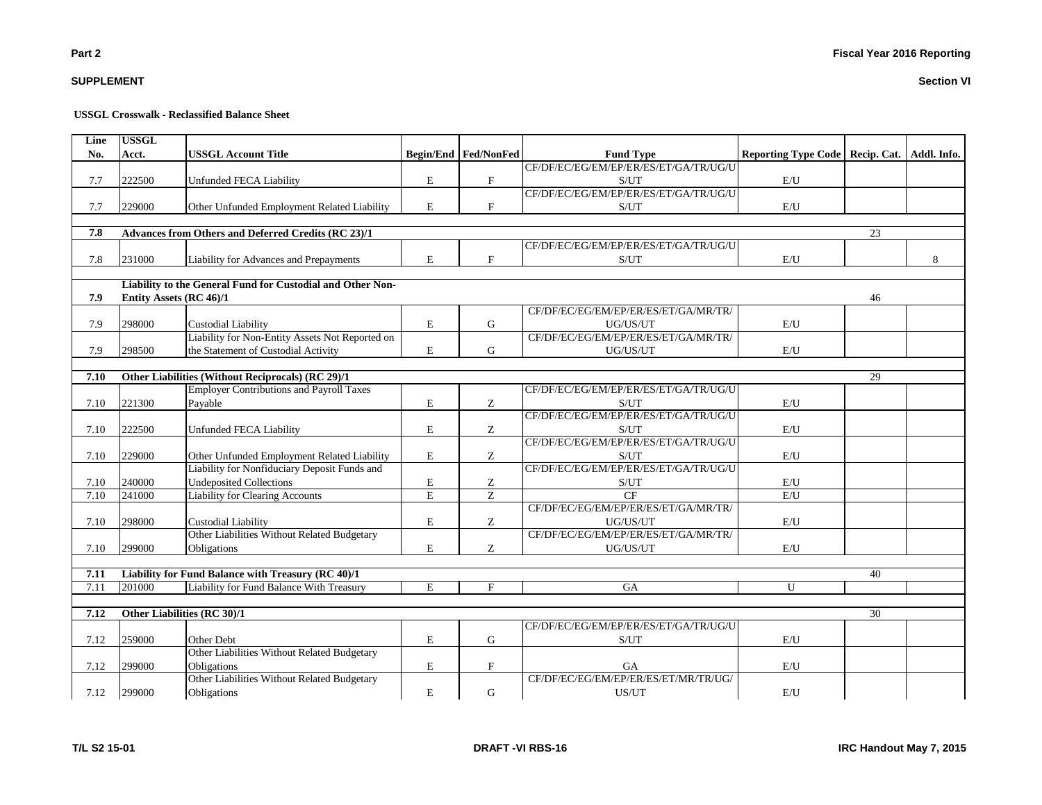**USSGL Crosswalk - Reclassified Balance Sheet**

| Line No. | USSGL Acct. | USSGL Account Title | Begin/End | Fed/NonFed | Fund Type | Reporting Type Code | Recip. Cat. | Addl. Info. |
|---|---|---|---|---|---|---|---|---|
| 7.7 | 222500 | Unfunded FECA Liability | E | F | CF/DF/EC/EG/EM/EP/ER/ES/ET/GA/TR/UG/US/UT | E/U | | |
| 7.7 | 229000 | Other Unfunded Employment Related Liability | E | F | CF/DF/EC/EG/EM/EP/ER/ES/ET/GA/TR/UG/US/UT | E/U | | |
| **7.8** | **Advances from Others and Deferred Credits (RC 23)/1** | | | | | | 23 | |
| 7.8 | 231000 | Liability for Advances and Prepayments | E | F | CF/DF/EC/EG/EM/EP/ER/ES/ET/GA/TR/UG/US/UT | E/U | | 8 |
| **7.9** | **Liability to the General Fund for Custodial and Other Non-Entity Assets (RC 46)/1** | | | | | | 46 | |
| 7.9 | 298000 | Custodial Liability | E | G | CF/DF/EC/EG/EM/EP/ER/ES/ET/GA/MR/TR/UG/US/UT | E/U | | |
| 7.9 | 298500 | Liability for Non-Entity Assets Not Reported on the Statement of Custodial Activity | E | G | CF/DF/EC/EG/EM/EP/ER/ES/ET/GA/MR/TR/UG/US/UT | E/U | | |
| **7.10** | **Other Liabilities (Without Reciprocals) (RC 29)/1** | | | | | | 29 | |
| 7.10 | 221300 | Employer Contributions and Payroll Taxes Payable | E | Z | CF/DF/EC/EG/EM/EP/ER/ES/ET/GA/TR/UG/US/UT | E/U | | |
| 7.10 | 222500 | Unfunded FECA Liability | E | Z | CF/DF/EC/EG/EM/EP/ER/ES/ET/GA/TR/UG/US/UT | E/U | | |
| 7.10 | 229000 | Other Unfunded Employment Related Liability | E | Z | CF/DF/EC/EG/EM/EP/ER/ES/ET/GA/TR/UG/US/UT | E/U | | |
| 7.10 | 240000 | Liability for Nonfiduciary Deposit Funds and Undeposited Collections | E | Z | CF/DF/EC/EG/EM/EP/ER/ES/ET/GA/TR/UG/US/UT | E/U | | |
| 7.10 | 241000 | Liability for Clearing Accounts | E | Z | CF | E/U | | |
| 7.10 | 298000 | Custodial Liability | E | Z | CF/DF/EC/EG/EM/EP/ER/ES/ET/GA/MR/TR/UG/US/UT | E/U | | |
| 7.10 | 299000 | Other Liabilities Without Related Budgetary Obligations | E | Z | CF/DF/EC/EG/EM/EP/ER/ES/ET/GA/MR/TR/UG/US/UT | E/U | | |
| **7.11** | **Liability for Fund Balance with Treasury (RC 40)/1** | | | | | | 40 | |
| 7.11 | 201000 | Liability for Fund Balance With Treasury | E | F | GA | U | | |
| **7.12** | **Other Liabilities (RC 30)/1** | | | | | | 30 | |
| 7.12 | 259000 | Other Debt | E | G | CF/DF/EC/EG/EM/EP/ER/ES/ET/GA/TR/UG/US/UT | E/U | | |
| 7.12 | 299000 | Other Liabilities Without Related Budgetary Obligations | E | F | GA | E/U | | |
| 7.12 | 299000 | Other Liabilities Without Related Budgetary Obligations | E | G | CF/DF/EC/EG/EM/EP/ER/ES/ET/MR/TR/UG/US/UT | E/U | | |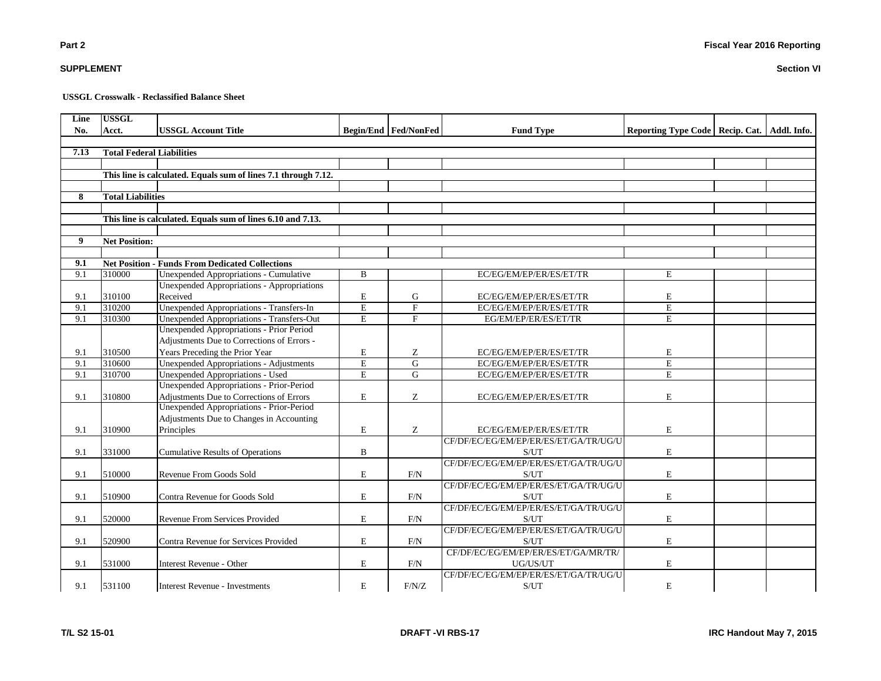**Part 2**

**SUPPLEMENT**

**Fiscal Year 2016 Reporting**

**Section VI**

**USSGL Crosswalk - Reclassified Balance Sheet**

| Line No. | USSGL Acct. | USSGL Account Title | Begin/End | Fed/NonFed | Fund Type | Reporting Type Code | Recip. Cat. | Addl. Info. |
|---|---|---|---|---|---|---|---|---|
| **7.13** | **Total Federal Liabilities** | | | | | | | |
| | **This line is calculated. Equals sum of lines 7.1 through 7.12.** | | | | | | | |
| **8** | **Total Liabilities** | | | | | | | |
| | **This line is calculated. Equals sum of lines 6.10 and 7.13.** | | | | | | | |
| **9** | **Net Position:** | | | | | | | |
| **9.1** | **Net Position - Funds From Dedicated Collections** | | | | | | | |
| 9.1 | 310000 | Unexpended Appropriations - Cumulative | B | | EC/EG/EM/EP/ER/ES/ET/TR | E | | |
| 9.1 | 310100 | Unexpended Appropriations - Appropriations Received | E | G | EC/EG/EM/EP/ER/ES/ET/TR | E | | |
| 9.1 | 310200 | Unexpended Appropriations - Transfers-In | E | F | EC/EG/EM/EP/ER/ES/ET/TR | E | | |
| 9.1 | 310300 | Unexpended Appropriations - Transfers-Out | E | F | EG/EM/EP/ER/ES/ET/TR | E | | |
| 9.1 | 310500 | Unexpended Appropriations - Prior Period Adjustments Due to Corrections of Errors - Years Preceding the Prior Year | E | Z | EC/EG/EM/EP/ER/ES/ET/TR | E | | |
| 9.1 | 310600 | Unexpended Appropriations - Adjustments | E | G | EC/EG/EM/EP/ER/ES/ET/TR | E | | |
| 9.1 | 310700 | Unexpended Appropriations - Used | E | G | EC/EG/EM/EP/ER/ES/ET/TR | E | | |
| 9.1 | 310800 | Unexpended Appropriations - Prior-Period Adjustments Due to Corrections of Errors | E | Z | EC/EG/EM/EP/ER/ES/ET/TR | E | | |
| 9.1 | 310900 | Unexpended Appropriations - Prior-Period Adjustments Due to Changes in Accounting Principles | E | Z | EC/EG/EM/EP/ER/ES/ET/TR | E | | |
| 9.1 | 331000 | Cumulative Results of Operations | B | | CF/DF/EC/EG/EM/EP/ER/ES/ET/GA/TR/UG/US/UT | E | | |
| 9.1 | 510000 | Revenue From Goods Sold | E | F/N | CF/DF/EC/EG/EM/EP/ER/ES/ET/GA/TR/UG/US/UT | E | | |
| 9.1 | 510900 | Contra Revenue for Goods Sold | E | F/N | CF/DF/EC/EG/EM/EP/ER/ES/ET/GA/TR/UG/US/UT | E | | |
| 9.1 | 520000 | Revenue From Services Provided | E | F/N | CF/DF/EC/EG/EM/EP/ER/ES/ET/GA/TR/UG/US/UT | E | | |
| 9.1 | 520900 | Contra Revenue for Services Provided | E | F/N | CF/DF/EC/EG/EM/EP/ER/ES/ET/GA/TR/UG/US/UT | E | | |
| 9.1 | 531000 | Interest Revenue - Other | E | F/N | CF/DF/EC/EG/EM/EP/ER/ES/ET/GA/MR/TR/UG/US/UT | E | | |
| 9.1 | 531100 | Interest Revenue - Investments | E | F/N/Z | CF/DF/EC/EG/EM/EP/ER/ES/ET/GA/TR/UG/US/UT | E | | |

T/L S2 15-01 DRAFT -VI RBS-17 IRC Handout May 7, 2015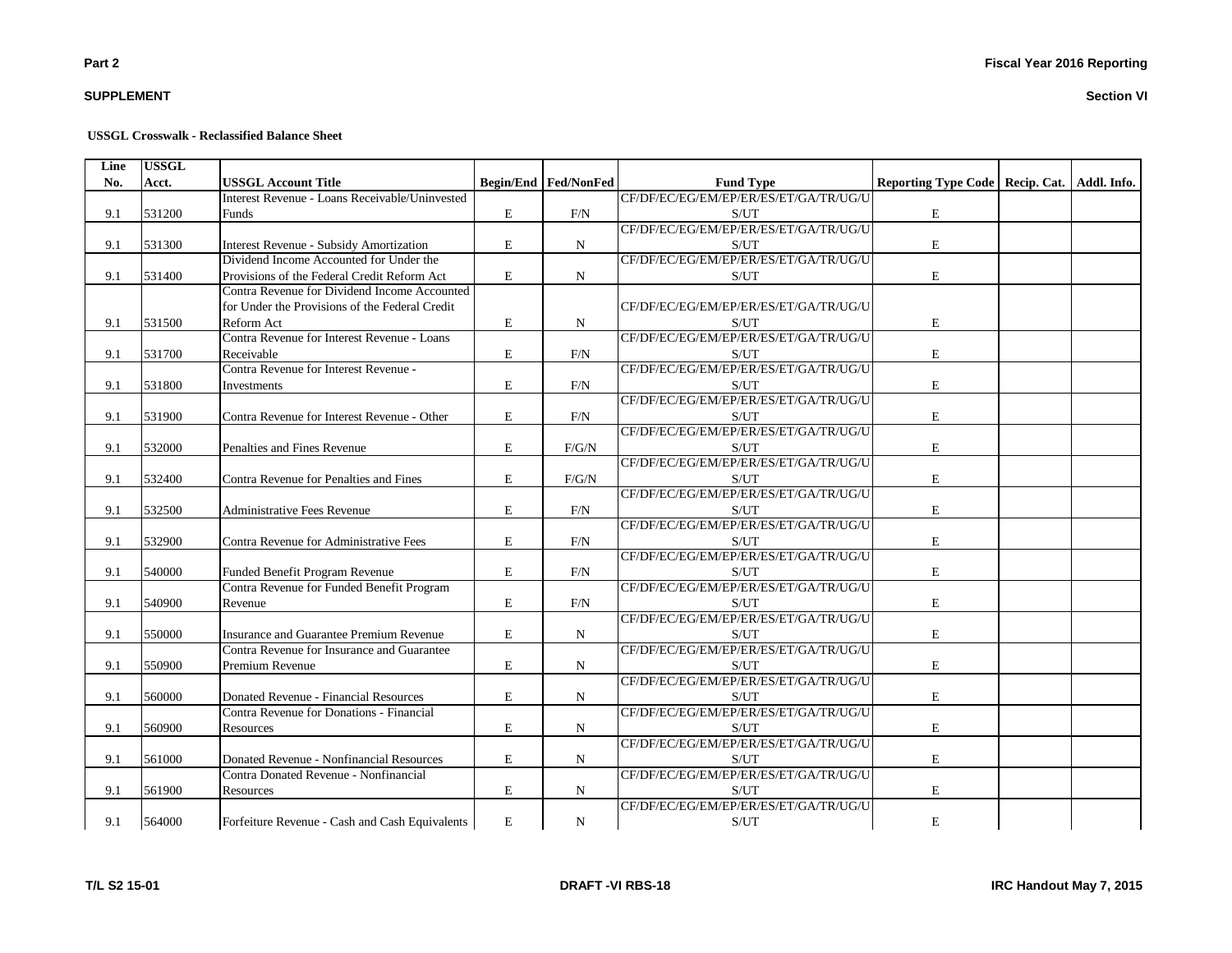**Part 2**

**SUPPLEMENT**

**Fiscal Year 2016 Reporting**

**Section VI**

**USSGL Crosswalk - Reclassified Balance Sheet**

| Line No. | USSGL Acct. | USSGL Account Title | Begin/End | Fed/NonFed | Fund Type | Reporting Type Code | Recip. Cat. | Addl. Info. |
|---|---|---|---|---|---|---|---|---|
| 9.1 | 531200 | Interest Revenue - Loans Receivable/Uninvested Funds | E | F/N | CF/DF/EC/EG/EM/EP/ER/ES/ET/GA/TR/UG/US/UT | E | | |
| 9.1 | 531300 | Interest Revenue - Subsidy Amortization | E | N | CF/DF/EC/EG/EM/EP/ER/ES/ET/GA/TR/UG/US/UT | E | | |
| 9.1 | 531400 | Dividend Income Accounted for Under the Provisions of the Federal Credit Reform Act | E | N | CF/DF/EC/EG/EM/EP/ER/ES/ET/GA/TR/UG/US/UT | E | | |
| 9.1 | 531500 | Contra Revenue for Dividend Income Accounted for Under the Provisions of the Federal Credit Reform Act | E | N | CF/DF/EC/EG/EM/EP/ER/ES/ET/GA/TR/UG/US/UT | E | | |
| 9.1 | 531700 | Contra Revenue for Interest Revenue - Loans Receivable | E | F/N | CF/DF/EC/EG/EM/EP/ER/ES/ET/GA/TR/UG/US/UT | E | | |
| 9.1 | 531800 | Contra Revenue for Interest Revenue - Investments | E | F/N | CF/DF/EC/EG/EM/EP/ER/ES/ET/GA/TR/UG/US/UT | E | | |
| 9.1 | 531900 | Contra Revenue for Interest Revenue - Other | E | F/N | CF/DF/EC/EG/EM/EP/ER/ES/ET/GA/TR/UG/US/UT | E | | |
| 9.1 | 532000 | Penalties and Fines Revenue | E | F/G/N | CF/DF/EC/EG/EM/EP/ER/ES/ET/GA/TR/UG/US/UT | E | | |
| 9.1 | 532400 | Contra Revenue for Penalties and Fines | E | F/G/N | CF/DF/EC/EG/EM/EP/ER/ES/ET/GA/TR/UG/US/UT | E | | |
| 9.1 | 532500 | Administrative Fees Revenue | E | F/N | CF/DF/EC/EG/EM/EP/ER/ES/ET/GA/TR/UG/US/UT | E | | |
| 9.1 | 532900 | Contra Revenue for Administrative Fees | E | F/N | CF/DF/EC/EG/EM/EP/ER/ES/ET/GA/TR/UG/US/UT | E | | |
| 9.1 | 540000 | Funded Benefit Program Revenue | E | F/N | CF/DF/EC/EG/EM/EP/ER/ES/ET/GA/TR/UG/US/UT | E | | |
| 9.1 | 540900 | Contra Revenue for Funded Benefit Program Revenue | E | F/N | CF/DF/EC/EG/EM/EP/ER/ES/ET/GA/TR/UG/US/UT | E | | |
| 9.1 | 550000 | Insurance and Guarantee Premium Revenue | E | N | CF/DF/EC/EG/EM/EP/ER/ES/ET/GA/TR/UG/US/UT | E | | |
| 9.1 | 550900 | Contra Revenue for Insurance and Guarantee Premium Revenue | E | N | CF/DF/EC/EG/EM/EP/ER/ES/ET/GA/TR/UG/US/UT | E | | |
| 9.1 | 560000 | Donated Revenue - Financial Resources | E | N | CF/DF/EC/EG/EM/EP/ER/ES/ET/GA/TR/UG/US/UT | E | | |
| 9.1 | 560900 | Contra Revenue for Donations - Financial Resources | E | N | CF/DF/EC/EG/EM/EP/ER/ES/ET/GA/TR/UG/US/UT | E | | |
| 9.1 | 561000 | Donated Revenue - Nonfinancial Resources | E | N | CF/DF/EC/EG/EM/EP/ER/ES/ET/GA/TR/UG/US/UT | E | | |
| 9.1 | 561900 | Contra Donated Revenue - Nonfinancial Resources | E | N | CF/DF/EC/EG/EM/EP/ER/ES/ET/GA/TR/UG/US/UT | E | | |
| 9.1 | 564000 | Forfeiture Revenue - Cash and Cash Equivalents | E | N | CF/DF/EC/EG/EM/EP/ER/ES/ET/GA/TR/UG/US/UT | E | | |

T/L S2 15-01 DRAFT -VI RBS-18 IRC Handout May 7, 2015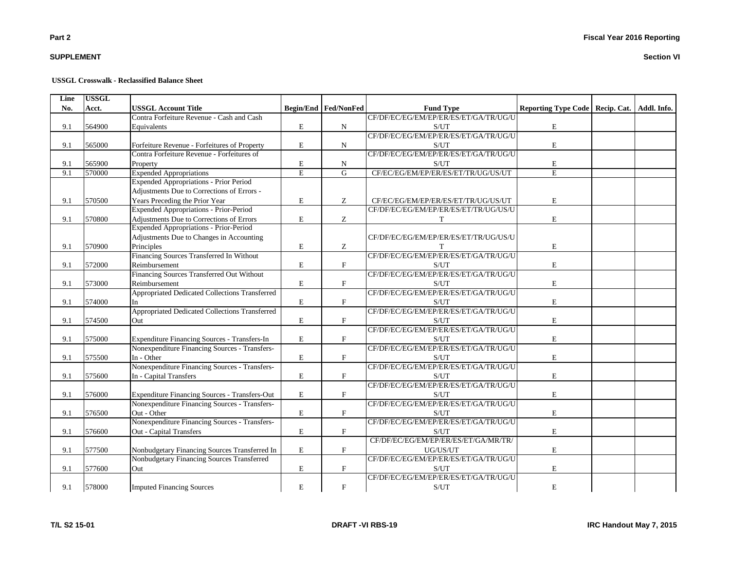**Part 2**

**Fiscal Year 2016 Reporting**

**SUPPLEMENT**

**Section VI**

**USSGL Crosswalk - Reclassified Balance Sheet**

| Line No. | USSGL Acct. | USSGL Account Title | Begin/End | Fed/NonFed | Fund Type | Reporting Type Code | Recip. Cat. | Addl. Info. |
|---|---|---|---|---|---|---|---|---|
| 9.1 | 564900 | Contra Forfeiture Revenue - Cash and Cash Equivalents | E | N | CF/DF/EC/EG/EM/EP/ER/ES/ET/GA/TR/UG/US/UT | E | | |
| 9.1 | 565000 | Forfeiture Revenue - Forfeitures of Property | E | N | CF/DF/EC/EG/EM/EP/ER/ES/ET/GA/TR/UG/US/UT | E | | |
| 9.1 | 565900 | Contra Forfeiture Revenue - Forfeitures of Property | E | N | CF/DF/EC/EG/EM/EP/ER/ES/ET/GA/TR/UG/US/UT | E | | |
| 9.1 | 570000 | Expended Appropriations | E | G | CF/EC/EG/EM/EP/ER/ES/ET/TR/UG/US/UT | E | | |
| 9.1 | 570500 | Expended Appropriations - Prior Period Adjustments Due to Corrections of Errors - Years Preceding the Prior Year | E | Z | CF/EC/EG/EM/EP/ER/ES/ET/TR/UG/US/UT | E | | |
| 9.1 | 570800 | Expended Appropriations - Prior-Period Adjustments Due to Corrections of Errors | E | Z | CF/DF/EC/EG/EM/EP/ER/ES/ET/TR/UG/US/UT | E | | |
| 9.1 | 570900 | Expended Appropriations - Prior-Period Adjustments Due to Changes in Accounting Principles | E | Z | CF/DF/EC/EG/EM/EP/ER/ES/ET/TR/UG/US/UT | E | | |
| 9.1 | 572000 | Financing Sources Transferred In Without Reimbursement | E | F | CF/DF/EC/EG/EM/EP/ER/ES/ET/GA/TR/UG/US/UT | E | | |
| 9.1 | 573000 | Financing Sources Transferred Out Without Reimbursement | E | F | CF/DF/EC/EG/EM/EP/ER/ES/ET/GA/TR/UG/US/UT | E | | |
| 9.1 | 574000 | Appropriated Dedicated Collections Transferred In | E | F | CF/DF/EC/EG/EM/EP/ER/ES/ET/GA/TR/UG/US/UT | E | | |
| 9.1 | 574500 | Appropriated Dedicated Collections Transferred Out | E | F | CF/DF/EC/EG/EM/EP/ER/ES/ET/GA/TR/UG/US/UT | E | | |
| 9.1 | 575000 | Expenditure Financing Sources - Transfers-In | E | F | CF/DF/EC/EG/EM/EP/ER/ES/ET/GA/TR/UG/US/UT | E | | |
| 9.1 | 575500 | Nonexpenditure Financing Sources - Transfers-In - Other | E | F | CF/DF/EC/EG/EM/EP/ER/ES/ET/GA/TR/UG/US/UT | E | | |
| 9.1 | 575600 | Nonexpenditure Financing Sources - Transfers-In - Capital Transfers | E | F | CF/DF/EC/EG/EM/EP/ER/ES/ET/GA/TR/UG/US/UT | E | | |
| 9.1 | 576000 | Expenditure Financing Sources - Transfers-Out | E | F | CF/DF/EC/EG/EM/EP/ER/ES/ET/GA/TR/UG/US/UT | E | | |
| 9.1 | 576500 | Nonexpenditure Financing Sources - Transfers-Out - Other | E | F | CF/DF/EC/EG/EM/EP/ER/ES/ET/GA/TR/UG/US/UT | E | | |
| 9.1 | 576600 | Nonexpenditure Financing Sources - Transfers-Out - Capital Transfers | E | F | CF/DF/EC/EG/EM/EP/ER/ES/ET/GA/TR/UG/US/UT | E | | |
| 9.1 | 577500 | Nonbudgetary Financing Sources Transferred In | E | F | CF/DF/EC/EG/EM/EP/ER/ES/ET/GA/MR/TR/UG/US/UT | E | | |
| 9.1 | 577600 | Nonbudgetary Financing Sources Transferred Out | E | F | CF/DF/EC/EG/EM/EP/ER/ES/ET/GA/TR/UG/US/UT | E | | |
| 9.1 | 578000 | Imputed Financing Sources | E | F | CF/DF/EC/EG/EM/EP/ER/ES/ET/GA/TR/UG/US/UT | E | | |

T/L S2 15-01 | DRAFT -VI RBS-19 | IRC Handout May 7, 2015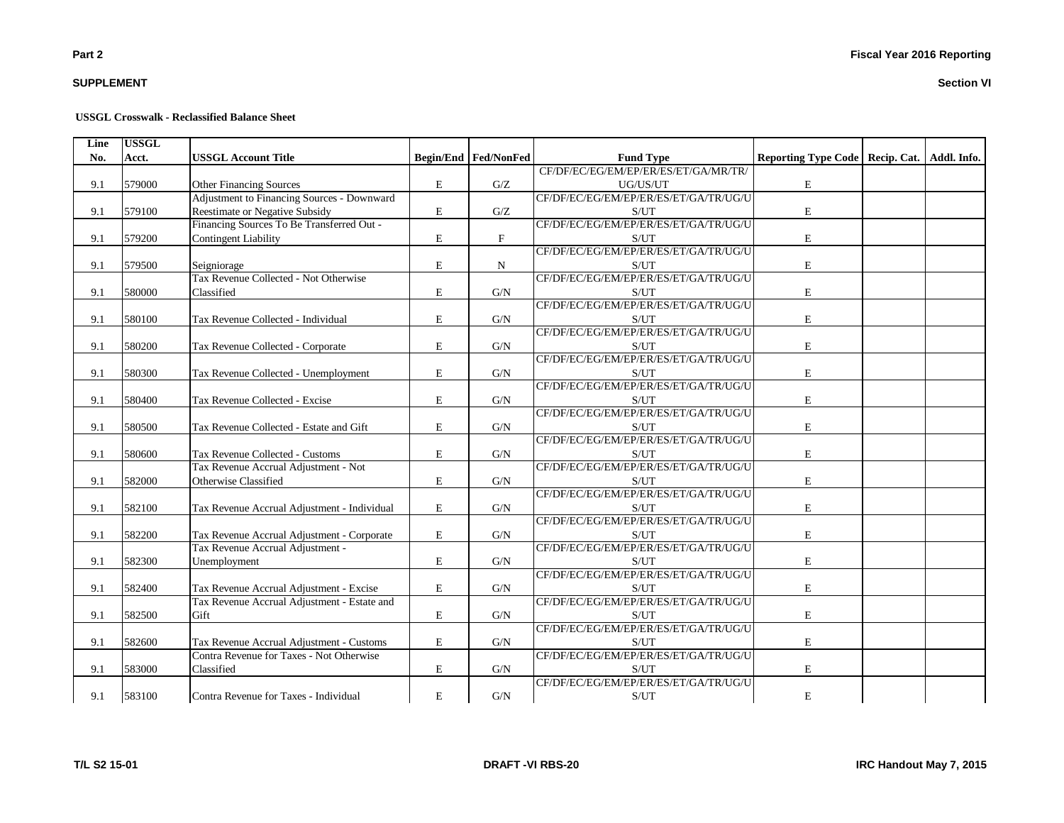**Part 2**

**SUPPLEMENT**

**Fiscal Year 2016 Reporting**

**Section VI**

**USSGL Crosswalk - Reclassified Balance Sheet**

| Line No. | USSGL Acct. | USSGL Account Title | Begin/End | Fed/NonFed | Fund Type | Reporting Type Code | Recip. Cat. | Addl. Info. |
|---|---|---|---|---|---|---|---|---|
| 9.1 | 579000 | Other Financing Sources | E | G/Z | CF/DF/EC/EG/EM/EP/ER/ES/ET/GA/MR/TR/UG/US/UT | E | | |
| 9.1 | 579100 | Adjustment to Financing Sources - Downward Reestimate or Negative Subsidy | E | G/Z | CF/DF/EC/EG/EM/EP/ER/ES/ET/GA/TR/UG/US/UT | E | | |
| 9.1 | 579200 | Financing Sources To Be Transferred Out - Contingent Liability | E | F | CF/DF/EC/EG/EM/EP/ER/ES/ET/GA/TR/UG/US/UT | E | | |
| 9.1 | 579500 | Seigniorage | E | N | CF/DF/EC/EG/EM/EP/ER/ES/ET/GA/TR/UG/US/UT | E | | |
| 9.1 | 580000 | Tax Revenue Collected - Not Otherwise Classified | E | G/N | CF/DF/EC/EG/EM/EP/ER/ES/ET/GA/TR/UG/US/UT | E | | |
| 9.1 | 580100 | Tax Revenue Collected - Individual | E | G/N | CF/DF/EC/EG/EM/EP/ER/ES/ET/GA/TR/UG/US/UT | E | | |
| 9.1 | 580200 | Tax Revenue Collected - Corporate | E | G/N | CF/DF/EC/EG/EM/EP/ER/ES/ET/GA/TR/UG/US/UT | E | | |
| 9.1 | 580300 | Tax Revenue Collected - Unemployment | E | G/N | CF/DF/EC/EG/EM/EP/ER/ES/ET/GA/TR/UG/US/UT | E | | |
| 9.1 | 580400 | Tax Revenue Collected - Excise | E | G/N | CF/DF/EC/EG/EM/EP/ER/ES/ET/GA/TR/UG/US/UT | E | | |
| 9.1 | 580500 | Tax Revenue Collected - Estate and Gift | E | G/N | CF/DF/EC/EG/EM/EP/ER/ES/ET/GA/TR/UG/US/UT | E | | |
| 9.1 | 580600 | Tax Revenue Collected - Customs | E | G/N | CF/DF/EC/EG/EM/EP/ER/ES/ET/GA/TR/UG/US/UT | E | | |
| 9.1 | 582000 | Tax Revenue Accrual Adjustment - Not Otherwise Classified | E | G/N | CF/DF/EC/EG/EM/EP/ER/ES/ET/GA/TR/UG/US/UT | E | | |
| 9.1 | 582100 | Tax Revenue Accrual Adjustment - Individual | E | G/N | CF/DF/EC/EG/EM/EP/ER/ES/ET/GA/TR/UG/US/UT | E | | |
| 9.1 | 582200 | Tax Revenue Accrual Adjustment - Corporate | E | G/N | CF/DF/EC/EG/EM/EP/ER/ES/ET/GA/TR/UG/US/UT | E | | |
| 9.1 | 582300 | Tax Revenue Accrual Adjustment - Unemployment | E | G/N | CF/DF/EC/EG/EM/EP/ER/ES/ET/GA/TR/UG/US/UT | E | | |
| 9.1 | 582400 | Tax Revenue Accrual Adjustment - Excise | E | G/N | CF/DF/EC/EG/EM/EP/ER/ES/ET/GA/TR/UG/US/UT | E | | |
| 9.1 | 582500 | Tax Revenue Accrual Adjustment - Estate and Gift | E | G/N | CF/DF/EC/EG/EM/EP/ER/ES/ET/GA/TR/UG/US/UT | E | | |
| 9.1 | 582600 | Tax Revenue Accrual Adjustment - Customs | E | G/N | CF/DF/EC/EG/EM/EP/ER/ES/ET/GA/TR/UG/US/UT | E | | |
| 9.1 | 583000 | Contra Revenue for Taxes - Not Otherwise Classified | E | G/N | CF/DF/EC/EG/EM/EP/ER/ES/ET/GA/TR/UG/US/UT | E | | |
| 9.1 | 583100 | Contra Revenue for Taxes - Individual | E | G/N | CF/DF/EC/EG/EM/EP/ER/ES/ET/GA/TR/UG/US/UT | E | | |

T/L S2 15-01 DRAFT -VI RBS-20 IRC Handout May 7, 2015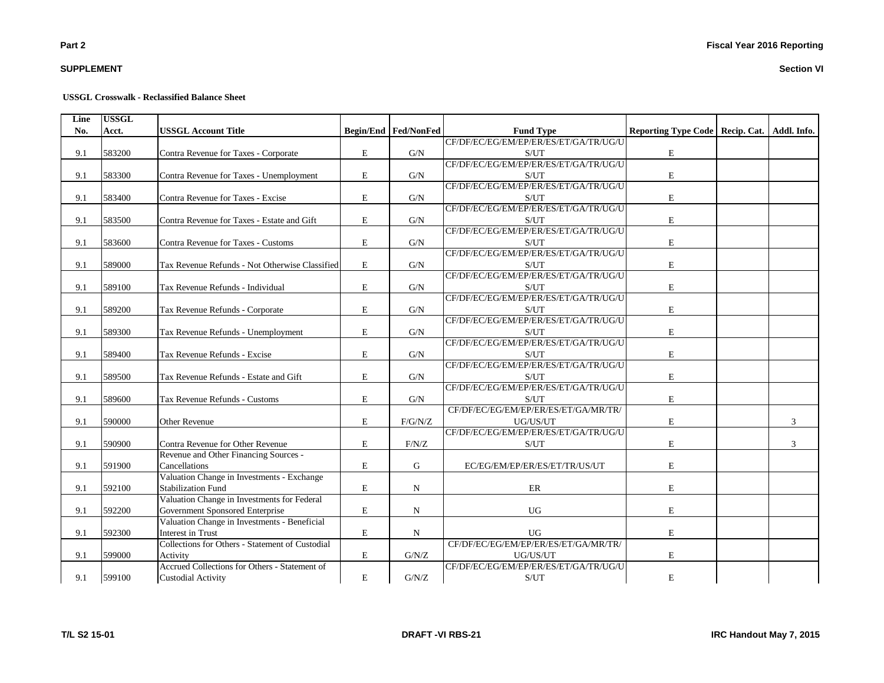**Part 2**

**SUPPLEMENT**

**Fiscal Year 2016 Reporting**

**Section VI**

**USSGL Crosswalk - Reclassified Balance Sheet**

| Line No. | USSGL Acct. | USSGL Account Title | Begin/End | Fed/NonFed | Fund Type | Reporting Type Code | Recip. Cat. | Addl. Info. |
|---|---|---|---|---|---|---|---|---|
| 9.1 | 583200 | Contra Revenue for Taxes - Corporate | E | G/N | CF/DF/EC/EG/EM/EP/ER/ES/ET/GA/TR/UG/US/UT | E | | |
| 9.1 | 583300 | Contra Revenue for Taxes - Unemployment | E | G/N | CF/DF/EC/EG/EM/EP/ER/ES/ET/GA/TR/UG/US/UT | E | | |
| 9.1 | 583400 | Contra Revenue for Taxes - Excise | E | G/N | CF/DF/EC/EG/EM/EP/ER/ES/ET/GA/TR/UG/US/UT | E | | |
| 9.1 | 583500 | Contra Revenue for Taxes - Estate and Gift | E | G/N | CF/DF/EC/EG/EM/EP/ER/ES/ET/GA/TR/UG/US/UT | E | | |
| 9.1 | 583600 | Contra Revenue for Taxes - Customs | E | G/N | CF/DF/EC/EG/EM/EP/ER/ES/ET/GA/TR/UG/US/UT | E | | |
| 9.1 | 589000 | Tax Revenue Refunds - Not Otherwise Classified | E | G/N | CF/DF/EC/EG/EM/EP/ER/ES/ET/GA/TR/UG/US/UT | E | | |
| 9.1 | 589100 | Tax Revenue Refunds - Individual | E | G/N | CF/DF/EC/EG/EM/EP/ER/ES/ET/GA/TR/UG/US/UT | E | | |
| 9.1 | 589200 | Tax Revenue Refunds - Corporate | E | G/N | CF/DF/EC/EG/EM/EP/ER/ES/ET/GA/TR/UG/US/UT | E | | |
| 9.1 | 589300 | Tax Revenue Refunds - Unemployment | E | G/N | CF/DF/EC/EG/EM/EP/ER/ES/ET/GA/TR/UG/US/UT | E | | |
| 9.1 | 589400 | Tax Revenue Refunds - Excise | E | G/N | CF/DF/EC/EG/EM/EP/ER/ES/ET/GA/TR/UG/US/UT | E | | |
| 9.1 | 589500 | Tax Revenue Refunds - Estate and Gift | E | G/N | CF/DF/EC/EG/EM/EP/ER/ES/ET/GA/TR/UG/US/UT | E | | |
| 9.1 | 589600 | Tax Revenue Refunds - Customs | E | G/N | CF/DF/EC/EG/EM/EP/ER/ES/ET/GA/TR/UG/US/UT | E | | |
| 9.1 | 590000 | Other Revenue | E | F/G/N/Z | CF/DF/EC/EG/EM/EP/ER/ES/ET/GA/MR/TR/UG/US/UT | E | | 3 |
| 9.1 | 590900 | Contra Revenue for Other Revenue | E | F/N/Z | CF/DF/EC/EG/EM/EP/ER/ES/ET/GA/TR/UG/US/UT | E | | 3 |
| 9.1 | 591900 | Revenue and Other Financing Sources - Cancellations | E | G | EC/EG/EM/EP/ER/ES/ET/TR/US/UT | E | | |
| 9.1 | 592100 | Valuation Change in Investments - Exchange Stabilization Fund | E | N | ER | E | | |
| 9.1 | 592200 | Valuation Change in Investments for Federal Government Sponsored Enterprise | E | N | UG | E | | |
| 9.1 | 592300 | Valuation Change in Investments - Beneficial Interest in Trust | E | N | UG | E | | |
| 9.1 | 599000 | Collections for Others - Statement of Custodial Activity | E | G/N/Z | CF/DF/EC/EG/EM/EP/ER/ES/ET/GA/MR/TR/UG/US/UT | E | | |
| 9.1 | 599100 | Accrued Collections for Others - Statement of Custodial Activity | E | G/N/Z | CF/DF/EC/EG/EM/EP/ER/ES/ET/GA/TR/UG/US/UT | E | | |

T/L S2 15-01 DRAFT -VI RBS-21 IRC Handout May 7, 2015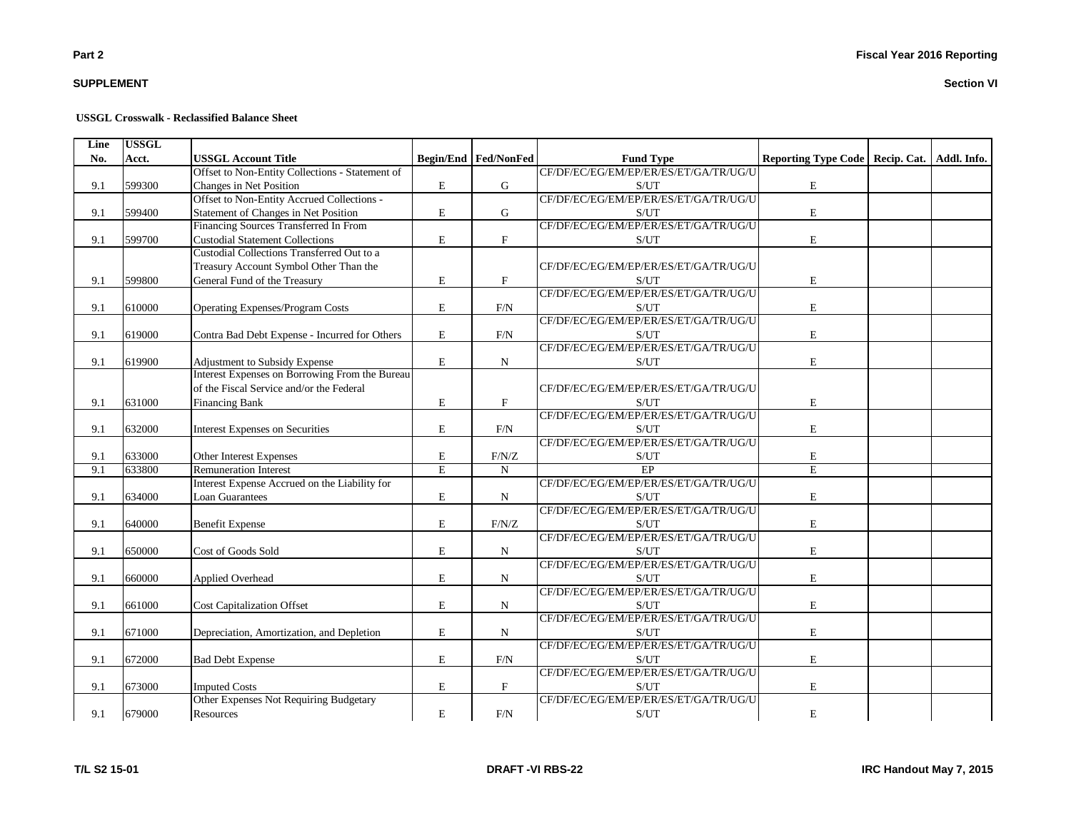**Part 2**

**SUPPLEMENT**

**Fiscal Year 2016 Reporting**

**Section VI**

**USSGL Crosswalk - Reclassified Balance Sheet**

| Line No. | USSGL Acct. | USSGL Account Title | Begin/End | Fed/NonFed | Fund Type | Reporting Type Code | Recip. Cat. | Addl. Info. |
|---|---|---|---|---|---|---|---|---|
| 9.1 | 599300 | Offset to Non-Entity Collections - Statement of Changes in Net Position | E | G | CF/DF/EC/EG/EM/EP/ER/ES/ET/GA/TR/UG/US/UT | E | | |
| 9.1 | 599400 | Offset to Non-Entity Accrued Collections - Statement of Changes in Net Position | E | G | CF/DF/EC/EG/EM/EP/ER/ES/ET/GA/TR/UG/US/UT | E | | |
| 9.1 | 599700 | Financing Sources Transferred In From Custodial Statement Collections | E | F | CF/DF/EC/EG/EM/EP/ER/ES/ET/GA/TR/UG/US/UT | E | | |
| 9.1 | 599800 | Custodial Collections Transferred Out to a Treasury Account Symbol Other Than the General Fund of the Treasury | E | F | CF/DF/EC/EG/EM/EP/ER/ES/ET/GA/TR/UG/US/UT | E | | |
| 9.1 | 610000 | Operating Expenses/Program Costs | E | F/N | CF/DF/EC/EG/EM/EP/ER/ES/ET/GA/TR/UG/US/UT | E | | |
| 9.1 | 619000 | Contra Bad Debt Expense - Incurred for Others | E | F/N | CF/DF/EC/EG/EM/EP/ER/ES/ET/GA/TR/UG/US/UT | E | | |
| 9.1 | 619900 | Adjustment to Subsidy Expense | E | N | CF/DF/EC/EG/EM/EP/ER/ES/ET/GA/TR/UG/US/UT | E | | |
| 9.1 | 631000 | Interest Expenses on Borrowing From the Bureau of the Fiscal Service and/or the Federal Financing Bank | E | F | CF/DF/EC/EG/EM/EP/ER/ES/ET/GA/TR/UG/US/UT | E | | |
| 9.1 | 632000 | Interest Expenses on Securities | E | F/N | CF/DF/EC/EG/EM/EP/ER/ES/ET/GA/TR/UG/US/UT | E | | |
| 9.1 | 633000 | Other Interest Expenses | E | F/N/Z | CF/DF/EC/EG/EM/EP/ER/ES/ET/GA/TR/UG/US/UT | E | | |
| 9.1 | 633800 | Remuneration Interest | E | N | EP | E | | |
| 9.1 | 634000 | Interest Expense Accrued on the Liability for Loan Guarantees | E | N | CF/DF/EC/EG/EM/EP/ER/ES/ET/GA/TR/UG/US/UT | E | | |
| 9.1 | 640000 | Benefit Expense | E | F/N/Z | CF/DF/EC/EG/EM/EP/ER/ES/ET/GA/TR/UG/US/UT | E | | |
| 9.1 | 650000 | Cost of Goods Sold | E | N | CF/DF/EC/EG/EM/EP/ER/ES/ET/GA/TR/UG/US/UT | E | | |
| 9.1 | 660000 | Applied Overhead | E | N | CF/DF/EC/EG/EM/EP/ER/ES/ET/GA/TR/UG/US/UT | E | | |
| 9.1 | 661000 | Cost Capitalization Offset | E | N | CF/DF/EC/EG/EM/EP/ER/ES/ET/GA/TR/UG/US/UT | E | | |
| 9.1 | 671000 | Depreciation, Amortization, and Depletion | E | N | CF/DF/EC/EG/EM/EP/ER/ES/ET/GA/TR/UG/US/UT | E | | |
| 9.1 | 672000 | Bad Debt Expense | E | F/N | CF/DF/EC/EG/EM/EP/ER/ES/ET/GA/TR/UG/US/UT | E | | |
| 9.1 | 673000 | Imputed Costs | E | F | CF/DF/EC/EG/EM/EP/ER/ES/ET/GA/TR/UG/US/UT | E | | |
| 9.1 | 679000 | Other Expenses Not Requiring Budgetary Resources | E | F/N | CF/DF/EC/EG/EM/EP/ER/ES/ET/GA/TR/UG/US/UT | E | | |

T/L S2 15-01 | DRAFT -VI RBS-22 | IRC Handout May 7, 2015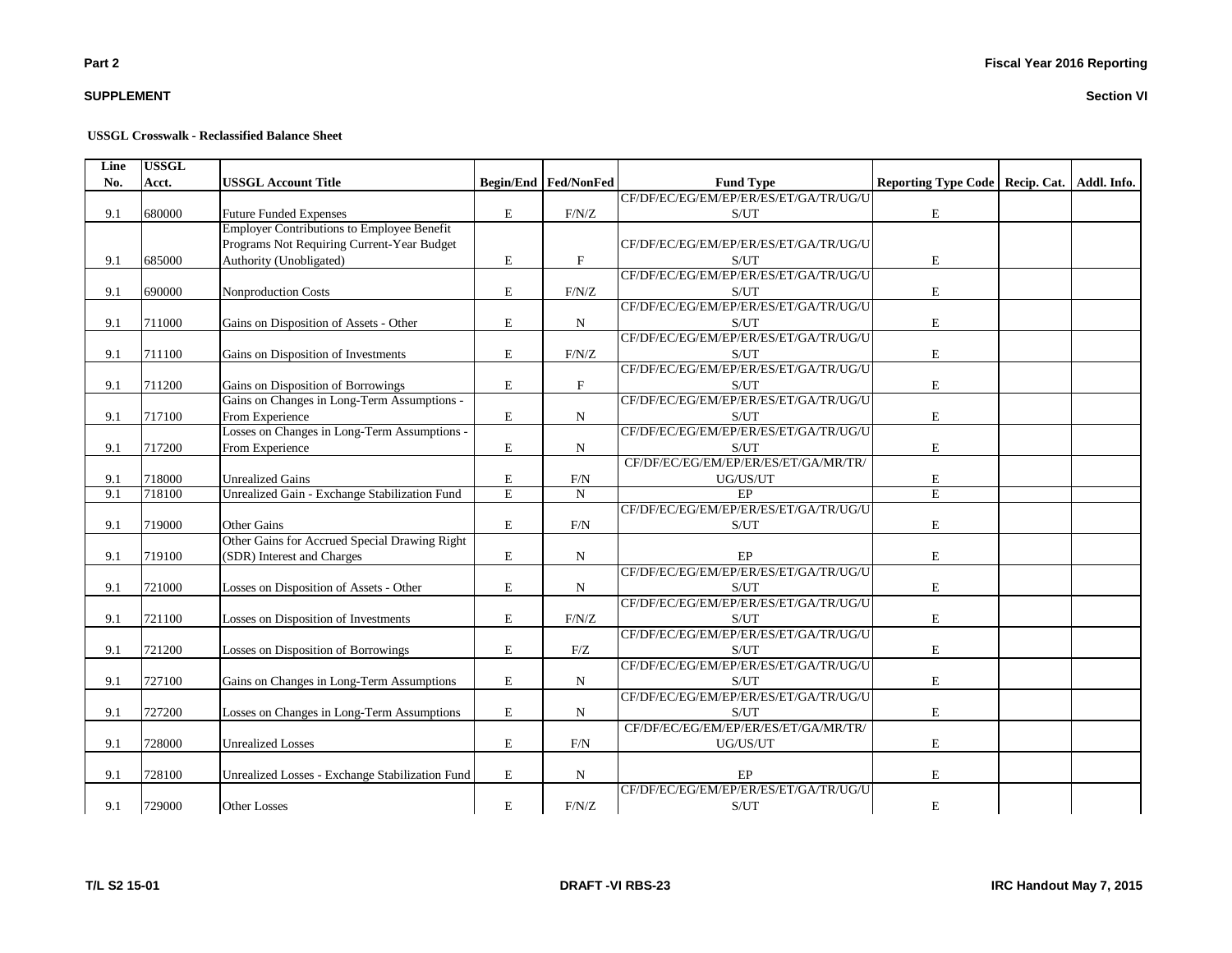**USSGL Crosswalk - Reclassified Balance Sheet**

| Line No. | USSGL Acct. | USSGL Account Title | Begin/End | Fed/NonFed | Fund Type | Reporting Type Code | Recip. Cat. | Addl. Info. |
|---|---|---|---|---|---|---|---|---|
| 9.1 | 680000 | Future Funded Expenses | E | F/N/Z | CF/DF/EC/EG/EM/EP/ER/ES/ET/GA/TR/UG/US/UT | E | | |
| 9.1 | 685000 | Employer Contributions to Employee Benefit Programs Not Requiring Current-Year Budget Authority (Unobligated) | E | F | CF/DF/EC/EG/EM/EP/ER/ES/ET/GA/TR/UG/US/UT | E | | |
| 9.1 | 690000 | Nonproduction Costs | E | F/N/Z | CF/DF/EC/EG/EM/EP/ER/ES/ET/GA/TR/UG/US/UT | E | | |
| 9.1 | 711000 | Gains on Disposition of Assets - Other | E | N | CF/DF/EC/EG/EM/EP/ER/ES/ET/GA/TR/UG/US/UT | E | | |
| 9.1 | 711100 | Gains on Disposition of Investments | E | F/N/Z | CF/DF/EC/EG/EM/EP/ER/ES/ET/GA/TR/UG/US/UT | E | | |
| 9.1 | 711200 | Gains on Disposition of Borrowings | E | F | CF/DF/EC/EG/EM/EP/ER/ES/ET/GA/TR/UG/US/UT | E | | |
| 9.1 | 717100 | Gains on Changes in Long-Term Assumptions - From Experience | E | N | CF/DF/EC/EG/EM/EP/ER/ES/ET/GA/TR/UG/US/UT | E | | |
| 9.1 | 717200 | Losses on Changes in Long-Term Assumptions - From Experience | E | N | CF/DF/EC/EG/EM/EP/ER/ES/ET/GA/TR/UG/US/UT | E | | |
| 9.1 | 718000 | Unrealized Gains | E | F/N | CF/DF/EC/EG/EM/EP/ER/ES/ET/GA/MR/TR/UG/US/UT | E | | |
| 9.1 | 718100 | Unrealized Gain - Exchange Stabilization Fund | E | N | EP | E | | |
| 9.1 | 719000 | Other Gains | E | F/N | CF/DF/EC/EG/EM/EP/ER/ES/ET/GA/TR/UG/US/UT | E | | |
| 9.1 | 719100 | Other Gains for Accrued Special Drawing Right (SDR) Interest and Charges | E | N | EP | E | | |
| 9.1 | 721000 | Losses on Disposition of Assets - Other | E | N | CF/DF/EC/EG/EM/EP/ER/ES/ET/GA/TR/UG/US/UT | E | | |
| 9.1 | 721100 | Losses on Disposition of Investments | E | F/N/Z | CF/DF/EC/EG/EM/EP/ER/ES/ET/GA/TR/UG/US/UT | E | | |
| 9.1 | 721200 | Losses on Disposition of Borrowings | E | F/Z | CF/DF/EC/EG/EM/EP/ER/ES/ET/GA/TR/UG/US/UT | E | | |
| 9.1 | 727100 | Gains on Changes in Long-Term Assumptions | E | N | CF/DF/EC/EG/EM/EP/ER/ES/ET/GA/TR/UG/US/UT | E | | |
| 9.1 | 727200 | Losses on Changes in Long-Term Assumptions | E | N | CF/DF/EC/EG/EM/EP/ER/ES/ET/GA/TR/UG/US/UT | E | | |
| 9.1 | 728000 | Unrealized Losses | E | F/N | CF/DF/EC/EG/EM/EP/ER/ES/ET/GA/MR/TR/UG/US/UT | E | | |
| 9.1 | 728100 | Unrealized Losses - Exchange Stabilization Fund | E | N | EP | E | | |
| 9.1 | 729000 | Other Losses | E | F/N/Z | CF/DF/EC/EG/EM/EP/ER/ES/ET/GA/TR/UG/US/UT | E | | |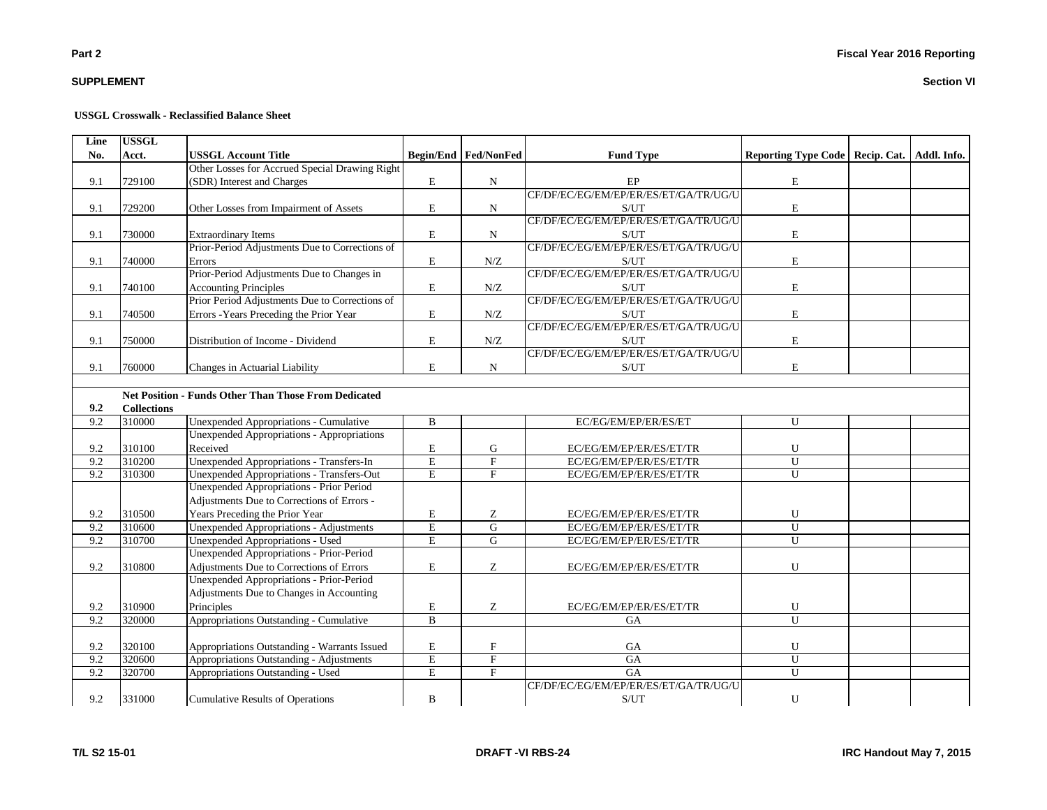**Part 2**

**Fiscal Year 2016 Reporting**

**SUPPLEMENT**

**Section VI**

**USSGL Crosswalk - Reclassified Balance Sheet**

| Line No. | USSGL Acct. | USSGL Account Title | Begin/End | Fed/NonFed | Fund Type | Reporting Type Code | Recip. Cat. | Addl. Info. |
|---|---|---|---|---|---|---|---|---|
| 9.1 | 729100 | Other Losses for Accrued Special Drawing Right (SDR) Interest and Charges | E | N | EP | E | | |
| 9.1 | 729200 | Other Losses from Impairment of Assets | E | N | CF/DF/EC/EG/EM/EP/ER/ES/ET/GA/TR/UG/US/UT | E | | |
| 9.1 | 730000 | Extraordinary Items | E | N | CF/DF/EC/EG/EM/EP/ER/ES/ET/GA/TR/UG/US/UT | E | | |
| 9.1 | 740000 | Prior-Period Adjustments Due to Corrections of Errors | E | N/Z | CF/DF/EC/EG/EM/EP/ER/ES/ET/GA/TR/UG/US/UT | E | | |
| 9.1 | 740100 | Prior-Period Adjustments Due to Changes in Accounting Principles | E | N/Z | CF/DF/EC/EG/EM/EP/ER/ES/ET/GA/TR/UG/US/UT | E | | |
| 9.1 | 740500 | Prior Period Adjustments Due to Corrections of Errors -Years Preceding the Prior Year | E | N/Z | CF/DF/EC/EG/EM/EP/ER/ES/ET/GA/TR/UG/US/UT | E | | |
| 9.1 | 750000 | Distribution of Income - Dividend | E | N/Z | CF/DF/EC/EG/EM/EP/ER/ES/ET/GA/TR/UG/US/UT | E | | |
| 9.1 | 760000 | Changes in Actuarial Liability | E | N | CF/DF/EC/EG/EM/EP/ER/ES/ET/GA/TR/UG/US/UT | E | | |
| | | | | | | | | |
| **9.2** | **Net Position - Funds Other Than Those From Dedicated Collections** | | | | | | | |
| 9.2 | 310000 | Unexpended Appropriations - Cumulative | B | | EC/EG/EM/EP/ER/ES/ET | U | | |
| 9.2 | 310100 | Unexpended Appropriations - Appropriations Received | E | G | EC/EG/EM/EP/ER/ES/ET/TR | U | | |
| 9.2 | 310200 | Unexpended Appropriations - Transfers-In | E | F | EC/EG/EM/EP/ER/ES/ET/TR | U | | |
| 9.2 | 310300 | Unexpended Appropriations - Transfers-Out | E | F | EC/EG/EM/EP/ER/ES/ET/TR | U | | |
| 9.2 | 310500 | Unexpended Appropriations - Prior Period Adjustments Due to Corrections of Errors - Years Preceding the Prior Year | E | Z | EC/EG/EM/EP/ER/ES/ET/TR | U | | |
| 9.2 | 310600 | Unexpended Appropriations - Adjustments | E | G | EC/EG/EM/EP/ER/ES/ET/TR | U | | |
| 9.2 | 310700 | Unexpended Appropriations - Used | E | G | EC/EG/EM/EP/ER/ES/ET/TR | U | | |
| 9.2 | 310800 | Unexpended Appropriations - Prior-Period Adjustments Due to Corrections of Errors | E | Z | EC/EG/EM/EP/ER/ES/ET/TR | U | | |
| 9.2 | 310900 | Unexpended Appropriations - Prior-Period Adjustments Due to Changes in Accounting Principles | E | Z | EC/EG/EM/EP/ER/ES/ET/TR | U | | |
| 9.2 | 320000 | Appropriations Outstanding - Cumulative | B | | GA | U | | |
| 9.2 | 320100 | Appropriations Outstanding - Warrants Issued | E | F | GA | U | | |
| 9.2 | 320600 | Appropriations Outstanding - Adjustments | E | F | GA | U | | |
| 9.2 | 320700 | Appropriations Outstanding - Used | E | F | GA | U | | |
| 9.2 | 331000 | Cumulative Results of Operations | B | | CF/DF/EC/EG/EM/EP/ER/ES/ET/GA/TR/UG/US/UT | U | | |

T/L S2 15-01 | DRAFT -VI RBS-24 | IRC Handout May 7, 2015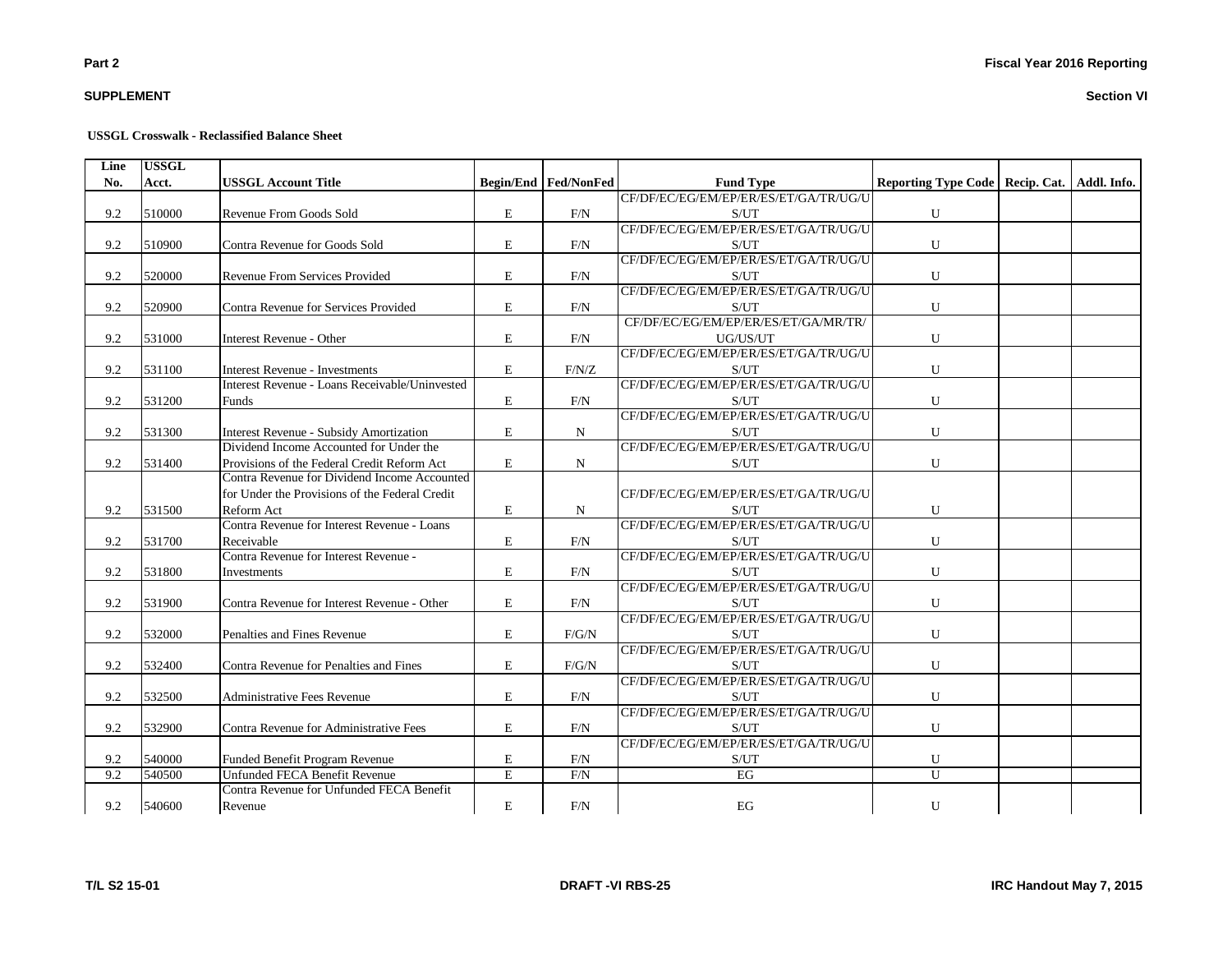**USSGL Crosswalk - Reclassified Balance Sheet**

| Line No. | USSGL Acct. | USSGL Account Title | Begin/End | Fed/NonFed | Fund Type | Reporting Type Code | Recip. Cat. | Addl. Info. |
|---|---|---|---|---|---|---|---|---|
| 9.2 | 510000 | Revenue From Goods Sold | E | F/N | CF/DF/EC/EG/EM/EP/ER/ES/ET/GA/TR/UG/US/UT | U | | |
| 9.2 | 510900 | Contra Revenue for Goods Sold | E | F/N | CF/DF/EC/EG/EM/EP/ER/ES/ET/GA/TR/UG/US/UT | U | | |
| 9.2 | 520000 | Revenue From Services Provided | E | F/N | CF/DF/EC/EG/EM/EP/ER/ES/ET/GA/TR/UG/US/UT | U | | |
| 9.2 | 520900 | Contra Revenue for Services Provided | E | F/N | CF/DF/EC/EG/EM/EP/ER/ES/ET/GA/TR/UG/US/UT | U | | |
| 9.2 | 531000 | Interest Revenue - Other | E | F/N | CF/DF/EC/EG/EM/EP/ER/ES/ET/GA/MR/TR/UG/US/UT | U | | |
| 9.2 | 531100 | Interest Revenue - Investments | E | F/N/Z | CF/DF/EC/EG/EM/EP/ER/ES/ET/GA/TR/UG/US/UT | U | | |
| 9.2 | 531200 | Interest Revenue - Loans Receivable/Uninvested Funds | E | F/N | CF/DF/EC/EG/EM/EP/ER/ES/ET/GA/TR/UG/US/UT | U | | |
| 9.2 | 531300 | Interest Revenue - Subsidy Amortization | E | N | CF/DF/EC/EG/EM/EP/ER/ES/ET/GA/TR/UG/US/UT | U | | |
| 9.2 | 531400 | Dividend Income Accounted for Under the Provisions of the Federal Credit Reform Act | E | N | CF/DF/EC/EG/EM/EP/ER/ES/ET/GA/TR/UG/US/UT | U | | |
| 9.2 | 531500 | Contra Revenue for Dividend Income Accounted for Under the Provisions of the Federal Credit Reform Act | E | N | CF/DF/EC/EG/EM/EP/ER/ES/ET/GA/TR/UG/US/UT | U | | |
| 9.2 | 531700 | Contra Revenue for Interest Revenue - Loans Receivable | E | F/N | CF/DF/EC/EG/EM/EP/ER/ES/ET/GA/TR/UG/US/UT | U | | |
| 9.2 | 531800 | Contra Revenue for Interest Revenue - Investments | E | F/N | CF/DF/EC/EG/EM/EP/ER/ES/ET/GA/TR/UG/US/UT | U | | |
| 9.2 | 531900 | Contra Revenue for Interest Revenue - Other | E | F/N | CF/DF/EC/EG/EM/EP/ER/ES/ET/GA/TR/UG/US/UT | U | | |
| 9.2 | 532000 | Penalties and Fines Revenue | E | F/G/N | CF/DF/EC/EG/EM/EP/ER/ES/ET/GA/TR/UG/US/UT | U | | |
| 9.2 | 532400 | Contra Revenue for Penalties and Fines | E | F/G/N | CF/DF/EC/EG/EM/EP/ER/ES/ET/GA/TR/UG/US/UT | U | | |
| 9.2 | 532500 | Administrative Fees Revenue | E | F/N | CF/DF/EC/EG/EM/EP/ER/ES/ET/GA/TR/UG/US/UT | U | | |
| 9.2 | 532900 | Contra Revenue for Administrative Fees | E | F/N | CF/DF/EC/EG/EM/EP/ER/ES/ET/GA/TR/UG/US/UT | U | | |
| 9.2 | 540000 | Funded Benefit Program Revenue | E | F/N | CF/DF/EC/EG/EM/EP/ER/ES/ET/GA/TR/UG/US/UT | U | | |
| 9.2 | 540500 | Unfunded FECA Benefit Revenue | E | F/N | EG | U | | |
| 9.2 | 540600 | Contra Revenue for Unfunded FECA Benefit Revenue | E | F/N | EG | U | | |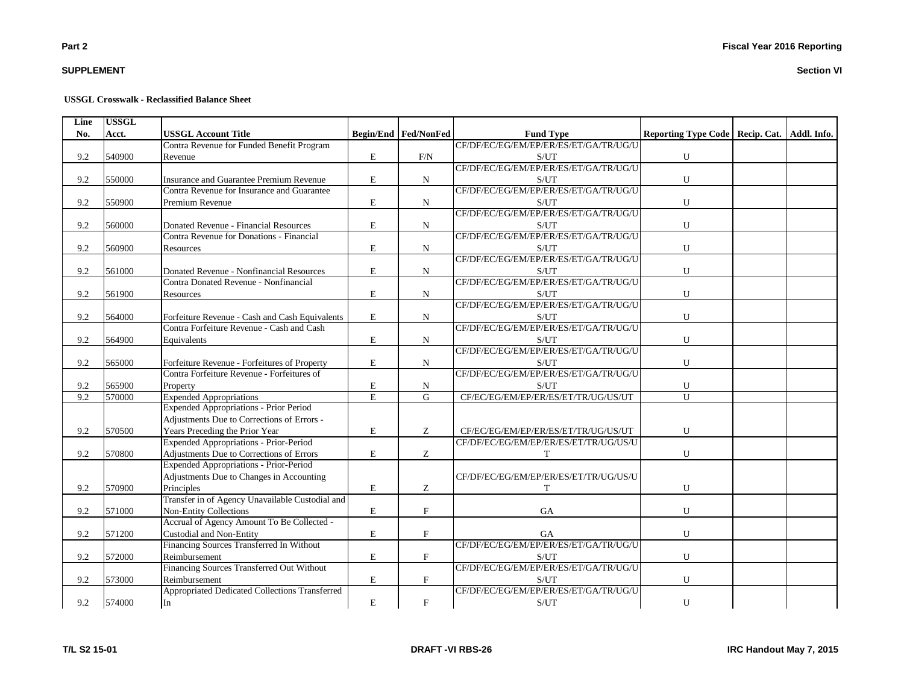**USSGL Crosswalk - Reclassified Balance Sheet**

| Line No. | USSGL Acct. | USSGL Account Title | Begin/End | Fed/NonFed | Fund Type | Reporting Type Code | Recip. Cat. | Addl. Info. |
|---|---|---|---|---|---|---|---|---|
| 9.2 | 540900 | Contra Revenue for Funded Benefit Program Revenue | E | F/N | CF/DF/EC/EG/EM/EP/ER/ES/ET/GA/TR/UG/US/UT | U | | |
| 9.2 | 550000 | Insurance and Guarantee Premium Revenue | E | N | CF/DF/EC/EG/EM/EP/ER/ES/ET/GA/TR/UG/US/UT | U | | |
| 9.2 | 550900 | Contra Revenue for Insurance and Guarantee Premium Revenue | E | N | CF/DF/EC/EG/EM/EP/ER/ES/ET/GA/TR/UG/US/UT | U | | |
| 9.2 | 560000 | Donated Revenue - Financial Resources | E | N | CF/DF/EC/EG/EM/EP/ER/ES/ET/GA/TR/UG/US/UT | U | | |
| 9.2 | 560900 | Contra Revenue for Donations - Financial Resources | E | N | CF/DF/EC/EG/EM/EP/ER/ES/ET/GA/TR/UG/US/UT | U | | |
| 9.2 | 561000 | Donated Revenue - Nonfinancial Resources | E | N | CF/DF/EC/EG/EM/EP/ER/ES/ET/GA/TR/UG/US/UT | U | | |
| 9.2 | 561900 | Contra Donated Revenue - Nonfinancial Resources | E | N | CF/DF/EC/EG/EM/EP/ER/ES/ET/GA/TR/UG/US/UT | U | | |
| 9.2 | 564000 | Forfeiture Revenue - Cash and Cash Equivalents | E | N | CF/DF/EC/EG/EM/EP/ER/ES/ET/GA/TR/UG/US/UT | U | | |
| 9.2 | 564900 | Contra Forfeiture Revenue - Cash and Cash Equivalents | E | N | CF/DF/EC/EG/EM/EP/ER/ES/ET/GA/TR/UG/US/UT | U | | |
| 9.2 | 565000 | Forfeiture Revenue - Forfeitures of Property | E | N | CF/DF/EC/EG/EM/EP/ER/ES/ET/GA/TR/UG/US/UT | U | | |
| 9.2 | 565900 | Contra Forfeiture Revenue - Forfeitures of Property | E | N | CF/DF/EC/EG/EM/EP/ER/ES/ET/GA/TR/UG/US/UT | U | | |
| 9.2 | 570000 | Expended Appropriations | E | G | CF/EC/EG/EM/EP/ER/ES/ET/TR/UG/US/UT | U | | |
| 9.2 | 570500 | Expended Appropriations - Prior Period Adjustments Due to Corrections of Errors - Years Preceding the Prior Year | E | Z | CF/EC/EG/EM/EP/ER/ES/ET/TR/UG/US/UT | U | | |
| 9.2 | 570800 | Expended Appropriations - Prior-Period Adjustments Due to Corrections of Errors | E | Z | CF/DF/EC/EG/EM/EP/ER/ES/ET/TR/UG/US/UT | U | | |
| 9.2 | 570900 | Expended Appropriations - Prior-Period Adjustments Due to Changes in Accounting Principles | E | Z | CF/DF/EC/EG/EM/EP/ER/ES/ET/TR/UG/US/UT | U | | |
| 9.2 | 571000 | Transfer in of Agency Unavailable Custodial and Non-Entity Collections | E | F | GA | U | | |
| 9.2 | 571200 | Accrual of Agency Amount To Be Collected - Custodial and Non-Entity | E | F | GA | U | | |
| 9.2 | 572000 | Financing Sources Transferred In Without Reimbursement | E | F | CF/DF/EC/EG/EM/EP/ER/ES/ET/GA/TR/UG/US/UT | U | | |
| 9.2 | 573000 | Financing Sources Transferred Out Without Reimbursement | E | F | CF/DF/EC/EG/EM/EP/ER/ES/ET/GA/TR/UG/US/UT | U | | |
| 9.2 | 574000 | Appropriated Dedicated Collections Transferred In | E | F | CF/DF/EC/EG/EM/EP/ER/ES/ET/GA/TR/UG/US/UT | U | | |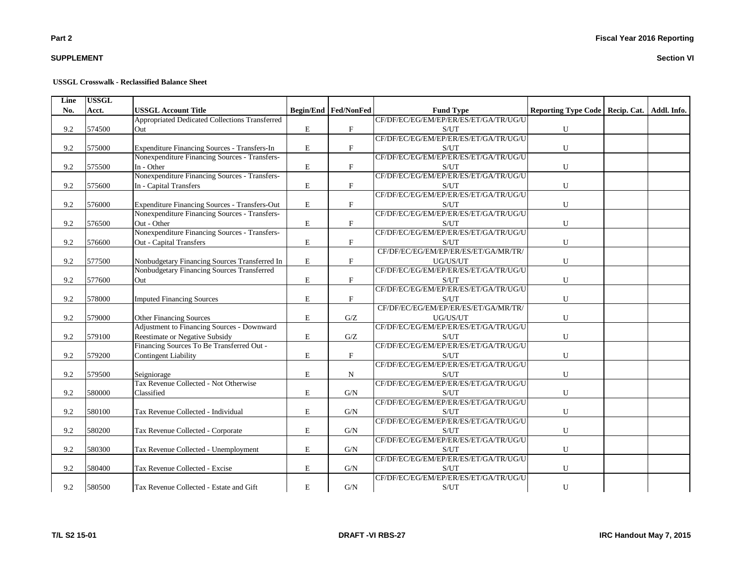**USSGL Crosswalk - Reclassified Balance Sheet**

| Line No. | USSGL Acct. | USSGL Account Title | Begin/End | Fed/NonFed | Fund Type | Reporting Type Code | Recip. Cat. | Addl. Info. |
|---|---|---|---|---|---|---|---|---|
| 9.2 | 574500 | Appropriated Dedicated Collections Transferred Out | E | F | CF/DF/EC/EG/EM/EP/ER/ES/ET/GA/TR/UG/US/UT | U | | |
| 9.2 | 575000 | Expenditure Financing Sources - Transfers-In | E | F | CF/DF/EC/EG/EM/EP/ER/ES/ET/GA/TR/UG/US/UT | U | | |
| 9.2 | 575500 | Nonexpenditure Financing Sources - Transfers-In - Other | E | F | CF/DF/EC/EG/EM/EP/ER/ES/ET/GA/TR/UG/US/UT | U | | |
| 9.2 | 575600 | Nonexpenditure Financing Sources - Transfers-In - Capital Transfers | E | F | CF/DF/EC/EG/EM/EP/ER/ES/ET/GA/TR/UG/US/UT | U | | |
| 9.2 | 576000 | Expenditure Financing Sources - Transfers-Out | E | F | CF/DF/EC/EG/EM/EP/ER/ES/ET/GA/TR/UG/US/UT | U | | |
| 9.2 | 576500 | Nonexpenditure Financing Sources - Transfers-Out - Other | E | F | CF/DF/EC/EG/EM/EP/ER/ES/ET/GA/TR/UG/US/UT | U | | |
| 9.2 | 576600 | Nonexpenditure Financing Sources - Transfers-Out - Capital Transfers | E | F | CF/DF/EC/EG/EM/EP/ER/ES/ET/GA/TR/UG/US/UT | U | | |
| 9.2 | 577500 | Nonbudgetary Financing Sources Transferred In | E | F | CF/DF/EC/EG/EM/EP/ER/ES/ET/GA/MR/TR/UG/US/UT | U | | |
| 9.2 | 577600 | Nonbudgetary Financing Sources Transferred Out | E | F | CF/DF/EC/EG/EM/EP/ER/ES/ET/GA/TR/UG/US/UT | U | | |
| 9.2 | 578000 | Imputed Financing Sources | E | F | CF/DF/EC/EG/EM/EP/ER/ES/ET/GA/TR/UG/US/UT | U | | |
| 9.2 | 579000 | Other Financing Sources | E | G/Z | CF/DF/EC/EG/EM/EP/ER/ES/ET/GA/MR/TR/UG/US/UT | U | | |
| 9.2 | 579100 | Adjustment to Financing Sources - Downward Reestimate or Negative Subsidy | E | G/Z | CF/DF/EC/EG/EM/EP/ER/ES/ET/GA/TR/UG/US/UT | U | | |
| 9.2 | 579200 | Financing Sources To Be Transferred Out - Contingent Liability | E | F | CF/DF/EC/EG/EM/EP/ER/ES/ET/GA/TR/UG/US/UT | U | | |
| 9.2 | 579500 | Seigniorage | E | N | CF/DF/EC/EG/EM/EP/ER/ES/ET/GA/TR/UG/US/UT | U | | |
| 9.2 | 580000 | Tax Revenue Collected - Not Otherwise Classified | E | G/N | CF/DF/EC/EG/EM/EP/ER/ES/ET/GA/TR/UG/US/UT | U | | |
| 9.2 | 580100 | Tax Revenue Collected - Individual | E | G/N | CF/DF/EC/EG/EM/EP/ER/ES/ET/GA/TR/UG/US/UT | U | | |
| 9.2 | 580200 | Tax Revenue Collected - Corporate | E | G/N | CF/DF/EC/EG/EM/EP/ER/ES/ET/GA/TR/UG/US/UT | U | | |
| 9.2 | 580300 | Tax Revenue Collected - Unemployment | E | G/N | CF/DF/EC/EG/EM/EP/ER/ES/ET/GA/TR/UG/US/UT | U | | |
| 9.2 | 580400 | Tax Revenue Collected - Excise | E | G/N | CF/DF/EC/EG/EM/EP/ER/ES/ET/GA/TR/UG/US/UT | U | | |
| 9.2 | 580500 | Tax Revenue Collected - Estate and Gift | E | G/N | CF/DF/EC/EG/EM/EP/ER/ES/ET/GA/TR/UG/US/UT | U | | |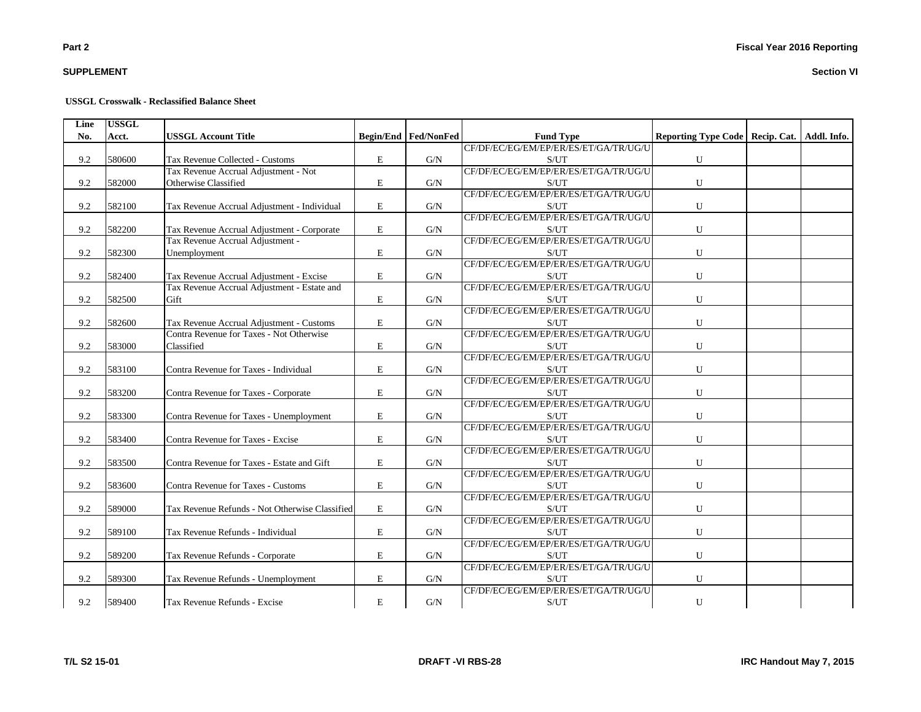**USSGL Crosswalk - Reclassified Balance Sheet**

| Line No. | USSGL Acct. | USSGL Account Title | Begin/End | Fed/NonFed | Fund Type | Reporting Type Code | Recip. Cat. | Addl. Info. |
|---|---|---|---|---|---|---|---|---|
| 9.2 | 580600 | Tax Revenue Collected - Customs | E | G/N | CF/DF/EC/EG/EM/EP/ER/ES/ET/GA/TR/UG/US/UT | U | | |
| 9.2 | 582000 | Tax Revenue Accrual Adjustment - Not Otherwise Classified | E | G/N | CF/DF/EC/EG/EM/EP/ER/ES/ET/GA/TR/UG/US/UT | U | | |
| 9.2 | 582100 | Tax Revenue Accrual Adjustment - Individual | E | G/N | CF/DF/EC/EG/EM/EP/ER/ES/ET/GA/TR/UG/US/UT | U | | |
| 9.2 | 582200 | Tax Revenue Accrual Adjustment - Corporate | E | G/N | CF/DF/EC/EG/EM/EP/ER/ES/ET/GA/TR/UG/US/UT | U | | |
| 9.2 | 582300 | Tax Revenue Accrual Adjustment - Unemployment | E | G/N | CF/DF/EC/EG/EM/EP/ER/ES/ET/GA/TR/UG/US/UT | U | | |
| 9.2 | 582400 | Tax Revenue Accrual Adjustment - Excise | E | G/N | CF/DF/EC/EG/EM/EP/ER/ES/ET/GA/TR/UG/US/UT | U | | |
| 9.2 | 582500 | Tax Revenue Accrual Adjustment - Estate and Gift | E | G/N | CF/DF/EC/EG/EM/EP/ER/ES/ET/GA/TR/UG/US/UT | U | | |
| 9.2 | 582600 | Tax Revenue Accrual Adjustment - Customs | E | G/N | CF/DF/EC/EG/EM/EP/ER/ES/ET/GA/TR/UG/US/UT | U | | |
| 9.2 | 583000 | Contra Revenue for Taxes - Not Otherwise Classified | E | G/N | CF/DF/EC/EG/EM/EP/ER/ES/ET/GA/TR/UG/US/UT | U | | |
| 9.2 | 583100 | Contra Revenue for Taxes - Individual | E | G/N | CF/DF/EC/EG/EM/EP/ER/ES/ET/GA/TR/UG/US/UT | U | | |
| 9.2 | 583200 | Contra Revenue for Taxes - Corporate | E | G/N | CF/DF/EC/EG/EM/EP/ER/ES/ET/GA/TR/UG/US/UT | U | | |
| 9.2 | 583300 | Contra Revenue for Taxes - Unemployment | E | G/N | CF/DF/EC/EG/EM/EP/ER/ES/ET/GA/TR/UG/US/UT | U | | |
| 9.2 | 583400 | Contra Revenue for Taxes - Excise | E | G/N | CF/DF/EC/EG/EM/EP/ER/ES/ET/GA/TR/UG/US/UT | U | | |
| 9.2 | 583500 | Contra Revenue for Taxes - Estate and Gift | E | G/N | CF/DF/EC/EG/EM/EP/ER/ES/ET/GA/TR/UG/US/UT | U | | |
| 9.2 | 583600 | Contra Revenue for Taxes - Customs | E | G/N | CF/DF/EC/EG/EM/EP/ER/ES/ET/GA/TR/UG/US/UT | U | | |
| 9.2 | 589000 | Tax Revenue Refunds - Not Otherwise Classified | E | G/N | CF/DF/EC/EG/EM/EP/ER/ES/ET/GA/TR/UG/US/UT | U | | |
| 9.2 | 589100 | Tax Revenue Refunds - Individual | E | G/N | CF/DF/EC/EG/EM/EP/ER/ES/ET/GA/TR/UG/US/UT | U | | |
| 9.2 | 589200 | Tax Revenue Refunds - Corporate | E | G/N | CF/DF/EC/EG/EM/EP/ER/ES/ET/GA/TR/UG/US/UT | U | | |
| 9.2 | 589300 | Tax Revenue Refunds - Unemployment | E | G/N | CF/DF/EC/EG/EM/EP/ER/ES/ET/GA/TR/UG/US/UT | U | | |
| 9.2 | 589400 | Tax Revenue Refunds - Excise | E | G/N | CF/DF/EC/EG/EM/EP/ER/ES/ET/GA/TR/UG/US/UT | U | | |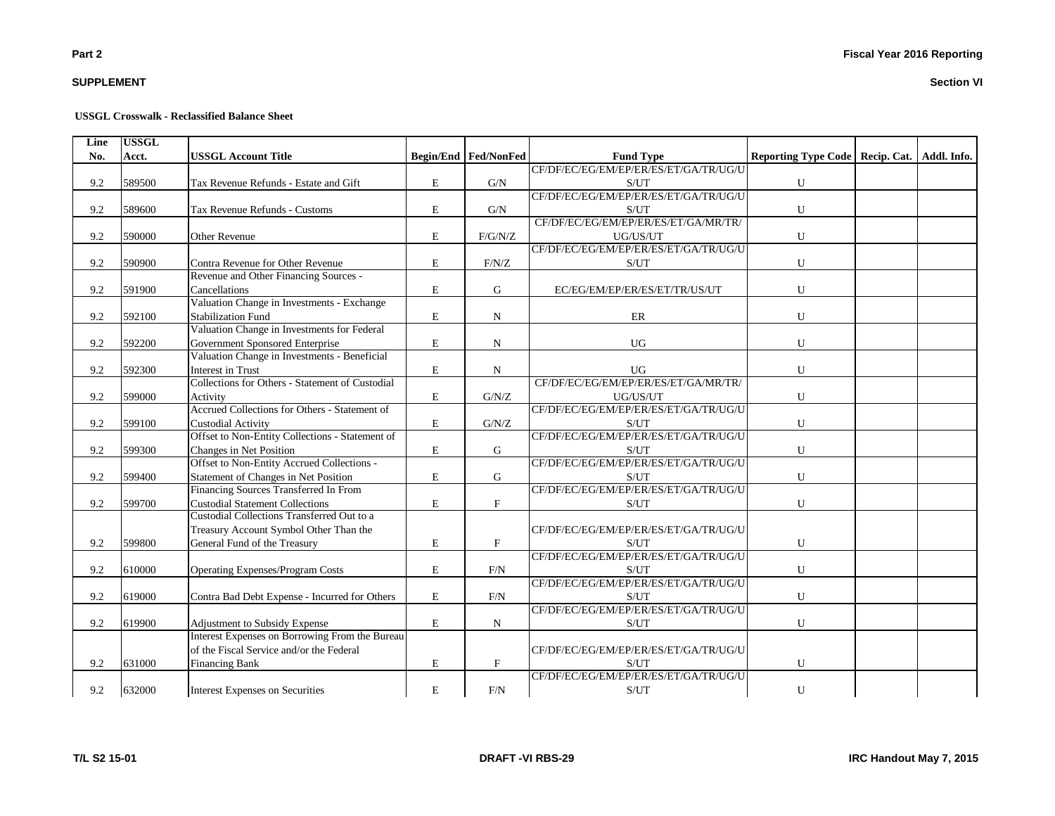**USSGL Crosswalk - Reclassified Balance Sheet**

| Line No. | USSGL Acct. | USSGL Account Title | Begin/End | Fed/NonFed | Fund Type | Reporting Type Code | Recip. Cat. | Addl. Info. |
|---|---|---|---|---|---|---|---|---|
| 9.2 | 589500 | Tax Revenue Refunds - Estate and Gift | E | G/N | CF/DF/EC/EG/EM/EP/ER/ES/ET/GA/TR/UG/US/UT | U | | |
| 9.2 | 589600 | Tax Revenue Refunds - Customs | E | G/N | CF/DF/EC/EG/EM/EP/ER/ES/ET/GA/TR/UG/US/UT | U | | |
| 9.2 | 590000 | Other Revenue | E | F/G/N/Z | CF/DF/EC/EG/EM/EP/ER/ES/ET/GA/MR/TR/UG/US/UT | U | | |
| 9.2 | 590900 | Contra Revenue for Other Revenue | E | F/N/Z | CF/DF/EC/EG/EM/EP/ER/ES/ET/GA/TR/UG/US/UT | U | | |
| 9.2 | 591900 | Revenue and Other Financing Sources - Cancellations | E | G | EC/EG/EM/EP/ER/ES/ET/TR/US/UT | U | | |
| 9.2 | 592100 | Valuation Change in Investments - Exchange Stabilization Fund | E | N | ER | U | | |
| 9.2 | 592200 | Valuation Change in Investments for Federal Government Sponsored Enterprise | E | N | UG | U | | |
| 9.2 | 592300 | Valuation Change in Investments - Beneficial Interest in Trust | E | N | UG | U | | |
| 9.2 | 599000 | Collections for Others - Statement of Custodial Activity | E | G/N/Z | CF/DF/EC/EG/EM/EP/ER/ES/ET/GA/MR/TR/UG/US/UT | U | | |
| 9.2 | 599100 | Accrued Collections for Others - Statement of Custodial Activity | E | G/N/Z | CF/DF/EC/EG/EM/EP/ER/ES/ET/GA/TR/UG/US/UT | U | | |
| 9.2 | 599300 | Offset to Non-Entity Collections - Statement of Changes in Net Position | E | G | CF/DF/EC/EG/EM/EP/ER/ES/ET/GA/TR/UG/US/UT | U | | |
| 9.2 | 599400 | Offset to Non-Entity Accrued Collections - Statement of Changes in Net Position | E | G | CF/DF/EC/EG/EM/EP/ER/ES/ET/GA/TR/UG/US/UT | U | | |
| 9.2 | 599700 | Financing Sources Transferred In From Custodial Statement Collections | E | F | CF/DF/EC/EG/EM/EP/ER/ES/ET/GA/TR/UG/US/UT | U | | |
| 9.2 | 599800 | Custodial Collections Transferred Out to a Treasury Account Symbol Other Than the General Fund of the Treasury | E | F | CF/DF/EC/EG/EM/EP/ER/ES/ET/GA/TR/UG/US/UT | U | | |
| 9.2 | 610000 | Operating Expenses/Program Costs | E | F/N | CF/DF/EC/EG/EM/EP/ER/ES/ET/GA/TR/UG/US/UT | U | | |
| 9.2 | 619000 | Contra Bad Debt Expense - Incurred for Others | E | F/N | CF/DF/EC/EG/EM/EP/ER/ES/ET/GA/TR/UG/US/UT | U | | |
| 9.2 | 619900 | Adjustment to Subsidy Expense | E | N | CF/DF/EC/EG/EM/EP/ER/ES/ET/GA/TR/UG/US/UT | U | | |
| 9.2 | 631000 | Interest Expenses on Borrowing From the Bureau of the Fiscal Service and/or the Federal Financing Bank | E | F | CF/DF/EC/EG/EM/EP/ER/ES/ET/GA/TR/UG/US/UT | U | | |
| 9.2 | 632000 | Interest Expenses on Securities | E | F/N | CF/DF/EC/EG/EM/EP/ER/ES/ET/GA/TR/UG/US/UT | U | | |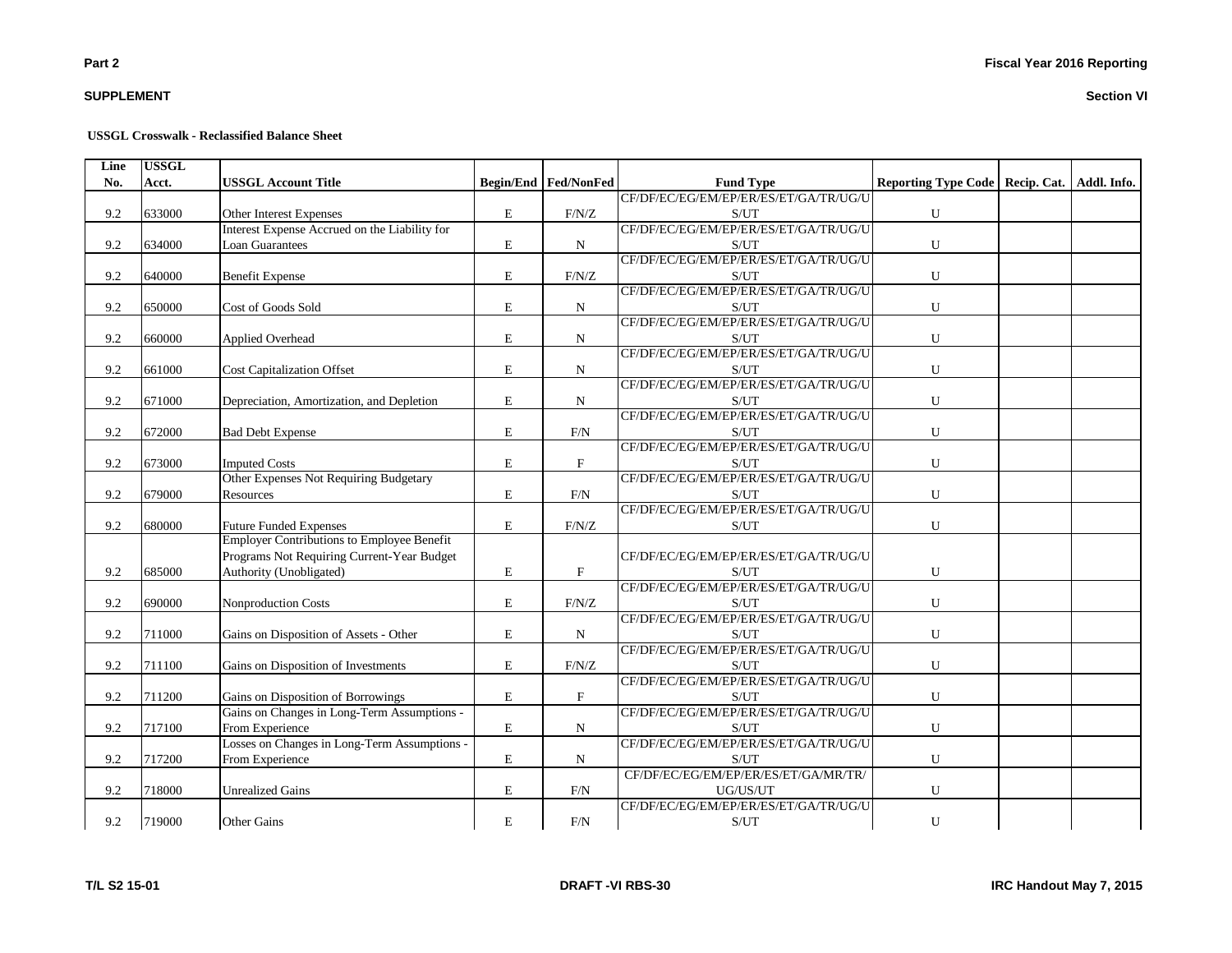**USSGL Crosswalk - Reclassified Balance Sheet**

| Line No. | USSGL Acct. | USSGL Account Title | Begin/End | Fed/NonFed | Fund Type | Reporting Type Code | Recip. Cat. | Addl. Info. |
|---|---|---|---|---|---|---|---|---|
| 9.2 | 633000 | Other Interest Expenses | E | F/N/Z | CF/DF/EC/EG/EM/EP/ER/ES/ET/GA/TR/UG/US/UT | U | | |
| 9.2 | 634000 | Interest Expense Accrued on the Liability for Loan Guarantees | E | N | CF/DF/EC/EG/EM/EP/ER/ES/ET/GA/TR/UG/US/UT | U | | |
| 9.2 | 640000 | Benefit Expense | E | F/N/Z | CF/DF/EC/EG/EM/EP/ER/ES/ET/GA/TR/UG/US/UT | U | | |
| 9.2 | 650000 | Cost of Goods Sold | E | N | CF/DF/EC/EG/EM/EP/ER/ES/ET/GA/TR/UG/US/UT | U | | |
| 9.2 | 660000 | Applied Overhead | E | N | CF/DF/EC/EG/EM/EP/ER/ES/ET/GA/TR/UG/US/UT | U | | |
| 9.2 | 661000 | Cost Capitalization Offset | E | N | CF/DF/EC/EG/EM/EP/ER/ES/ET/GA/TR/UG/US/UT | U | | |
| 9.2 | 671000 | Depreciation, Amortization, and Depletion | E | N | CF/DF/EC/EG/EM/EP/ER/ES/ET/GA/TR/UG/US/UT | U | | |
| 9.2 | 672000 | Bad Debt Expense | E | F/N | CF/DF/EC/EG/EM/EP/ER/ES/ET/GA/TR/UG/US/UT | U | | |
| 9.2 | 673000 | Imputed Costs | E | F | CF/DF/EC/EG/EM/EP/ER/ES/ET/GA/TR/UG/US/UT | U | | |
| 9.2 | 679000 | Other Expenses Not Requiring Budgetary Resources | E | F/N | CF/DF/EC/EG/EM/EP/ER/ES/ET/GA/TR/UG/US/UT | U | | |
| 9.2 | 680000 | Future Funded Expenses | E | F/N/Z | CF/DF/EC/EG/EM/EP/ER/ES/ET/GA/TR/UG/US/UT | U | | |
| 9.2 | 685000 | Employer Contributions to Employee Benefit Programs Not Requiring Current-Year Budget Authority (Unobligated) | E | F | CF/DF/EC/EG/EM/EP/ER/ES/ET/GA/TR/UG/US/UT | U | | |
| 9.2 | 690000 | Nonproduction Costs | E | F/N/Z | CF/DF/EC/EG/EM/EP/ER/ES/ET/GA/TR/UG/US/UT | U | | |
| 9.2 | 711000 | Gains on Disposition of Assets - Other | E | N | CF/DF/EC/EG/EM/EP/ER/ES/ET/GA/TR/UG/US/UT | U | | |
| 9.2 | 711100 | Gains on Disposition of Investments | E | F/N/Z | CF/DF/EC/EG/EM/EP/ER/ES/ET/GA/TR/UG/US/UT | U | | |
| 9.2 | 711200 | Gains on Disposition of Borrowings | E | F | CF/DF/EC/EG/EM/EP/ER/ES/ET/GA/TR/UG/US/UT | U | | |
| 9.2 | 717100 | Gains on Changes in Long-Term Assumptions - From Experience | E | N | CF/DF/EC/EG/EM/EP/ER/ES/ET/GA/TR/UG/US/UT | U | | |
| 9.2 | 717200 | Losses on Changes in Long-Term Assumptions - From Experience | E | N | CF/DF/EC/EG/EM/EP/ER/ES/ET/GA/TR/UG/US/UT | U | | |
| 9.2 | 718000 | Unrealized Gains | E | F/N | CF/DF/EC/EG/EM/EP/ER/ES/ET/GA/MR/TR/UG/US/UT | U | | |
| 9.2 | 719000 | Other Gains | E | F/N | CF/DF/EC/EG/EM/EP/ER/ES/ET/GA/TR/UG/US/UT | U | | |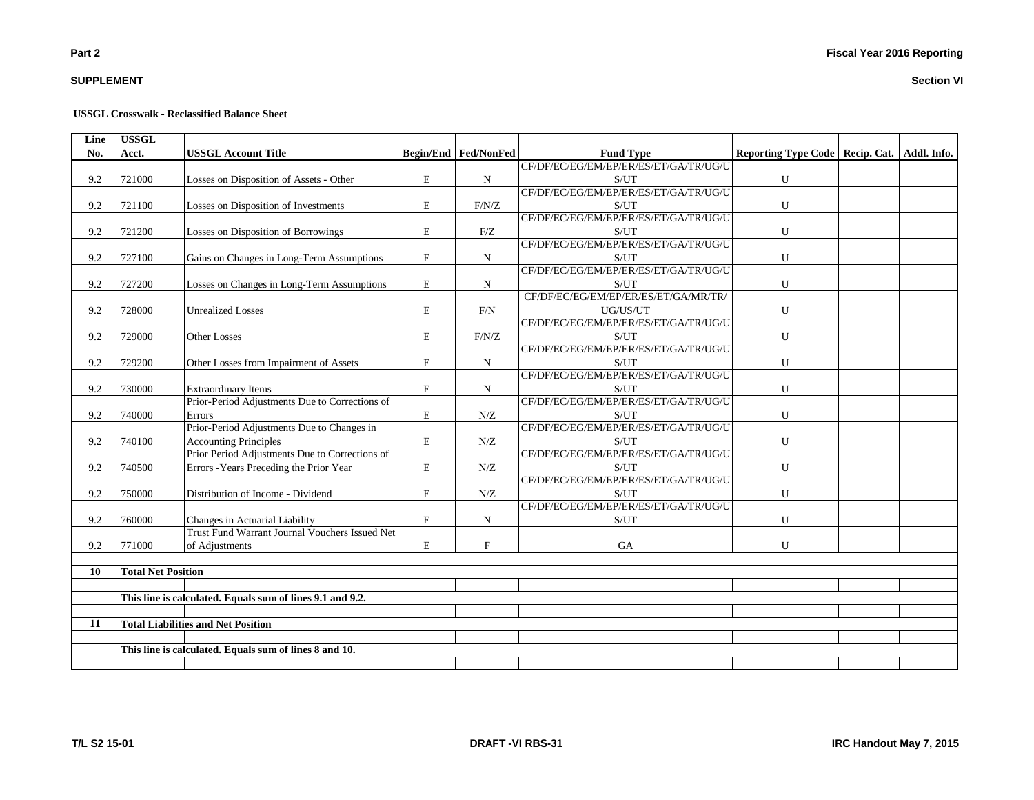**Part 2**

**SUPPLEMENT**

**Fiscal Year 2016 Reporting**

**Section VI**

**USSGL Crosswalk - Reclassified Balance Sheet**

| Line No. | USSGL Acct. | USSGL Account Title | Begin/End | Fed/NonFed | Fund Type | Reporting Type Code | Recip. Cat. | Addl. Info. |
|---|---|---|---|---|---|---|---|---|
| 9.2 | 721000 | Losses on Disposition of Assets - Other | E | N | CF/DF/EC/EG/EM/EP/ER/ES/ET/GA/TR/UG/US/UT | U | | |
| 9.2 | 721100 | Losses on Disposition of Investments | E | F/N/Z | CF/DF/EC/EG/EM/EP/ER/ES/ET/GA/TR/UG/US/UT | U | | |
| 9.2 | 721200 | Losses on Disposition of Borrowings | E | F/Z | CF/DF/EC/EG/EM/EP/ER/ES/ET/GA/TR/UG/US/UT | U | | |
| 9.2 | 727100 | Gains on Changes in Long-Term Assumptions | E | N | CF/DF/EC/EG/EM/EP/ER/ES/ET/GA/TR/UG/US/UT | U | | |
| 9.2 | 727200 | Losses on Changes in Long-Term Assumptions | E | N | CF/DF/EC/EG/EM/EP/ER/ES/ET/GA/TR/UG/US/UT | U | | |
| 9.2 | 728000 | Unrealized Losses | E | F/N | CF/DF/EC/EG/EM/EP/ER/ES/ET/GA/MR/TR/UG/US/UT | U | | |
| 9.2 | 729000 | Other Losses | E | F/N/Z | CF/DF/EC/EG/EM/EP/ER/ES/ET/GA/TR/UG/US/UT | U | | |
| 9.2 | 729200 | Other Losses from Impairment of Assets | E | N | CF/DF/EC/EG/EM/EP/ER/ES/ET/GA/TR/UG/US/UT | U | | |
| 9.2 | 730000 | Extraordinary Items | E | N | CF/DF/EC/EG/EM/EP/ER/ES/ET/GA/TR/UG/US/UT | U | | |
| 9.2 | 740000 | Prior-Period Adjustments Due to Corrections of Errors | E | N/Z | CF/DF/EC/EG/EM/EP/ER/ES/ET/GA/TR/UG/US/UT | U | | |
| 9.2 | 740100 | Prior-Period Adjustments Due to Changes in Accounting Principles | E | N/Z | CF/DF/EC/EG/EM/EP/ER/ES/ET/GA/TR/UG/US/UT | U | | |
| 9.2 | 740500 | Prior Period Adjustments Due to Corrections of Errors -Years Preceding the Prior Year | E | N/Z | CF/DF/EC/EG/EM/EP/ER/ES/ET/GA/TR/UG/US/UT | U | | |
| 9.2 | 750000 | Distribution of Income - Dividend | E | N/Z | CF/DF/EC/EG/EM/EP/ER/ES/ET/GA/TR/UG/US/UT | U | | |
| 9.2 | 760000 | Changes in Actuarial Liability | E | N | CF/DF/EC/EG/EM/EP/ER/ES/ET/GA/TR/UG/US/UT | U | | |
| 9.2 | 771000 | Trust Fund Warrant Journal Vouchers Issued Net of Adjustments | E | F | GA | U | | |
| | | | | | | | | |
| **10** | **Total Net Position** | | | | | | | |
| | | | | | | | | |
| | **This line is calculated. Equals sum of lines 9.1 and 9.2.** | | | | | | | |
| | | | | | | | | |
| **11** | **Total Liabilities and Net Position** | | | | | | | |
| | | | | | | | | |
| | **This line is calculated. Equals sum of lines 8 and 10.** | | | | | | | |
| | | | | | | | | |

**T/L S2 15-01** **DRAFT -VI RBS-31** **IRC Handout May 7, 2015**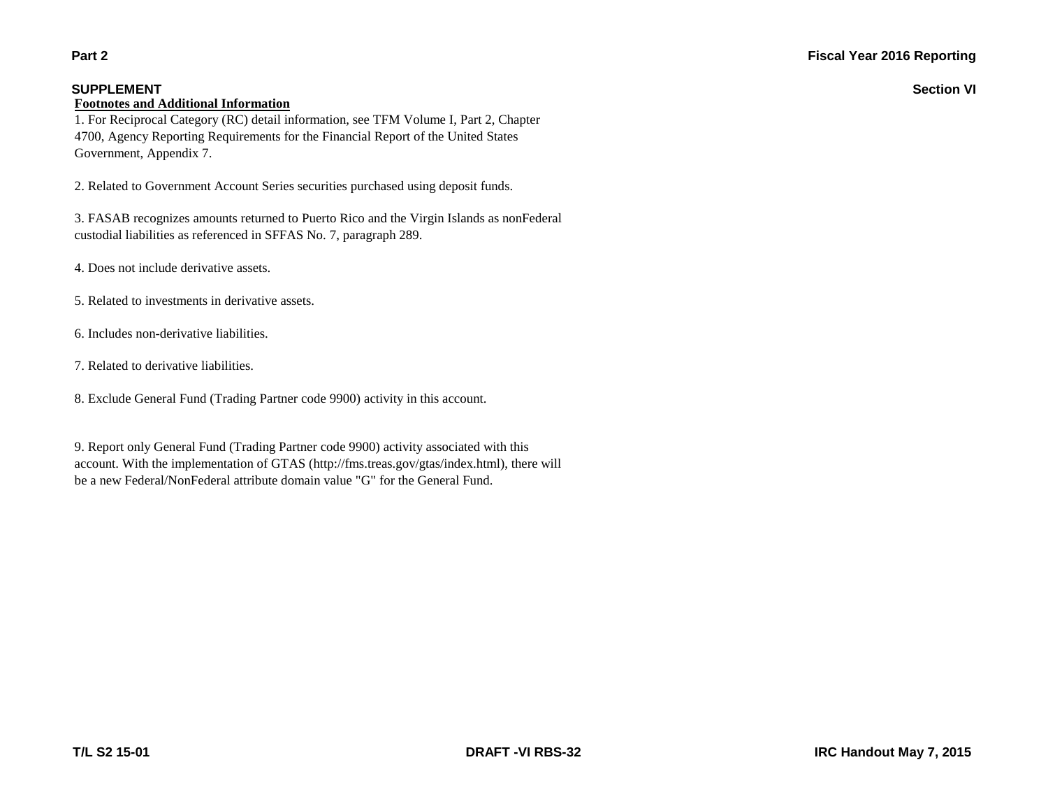**Footnotes and Additional Information**

1. For Reciprocal Category (RC) detail information, see TFM Volume I, Part 2, Chapter 4700, Agency Reporting Requirements for the Financial Report of the United States Government, Appendix 7.

2. Related to Government Account Series securities purchased using deposit funds.

3. FASAB recognizes amounts returned to Puerto Rico and the Virgin Islands as nonFederal custodial liabilities as referenced in SFFAS No. 7, paragraph 289.

4. Does not include derivative assets.

5. Related to investments in derivative assets.

6. Includes non-derivative liabilities.

7. Related to derivative liabilities.

8. Exclude General Fund (Trading Partner code 9900) activity in this account.

9. Report only General Fund (Trading Partner code 9900) activity associated with this account. With the implementation of GTAS (http://fms.treas.gov/gtas/index.html), there will be a new Federal/NonFederal attribute domain value "G" for the General Fund.